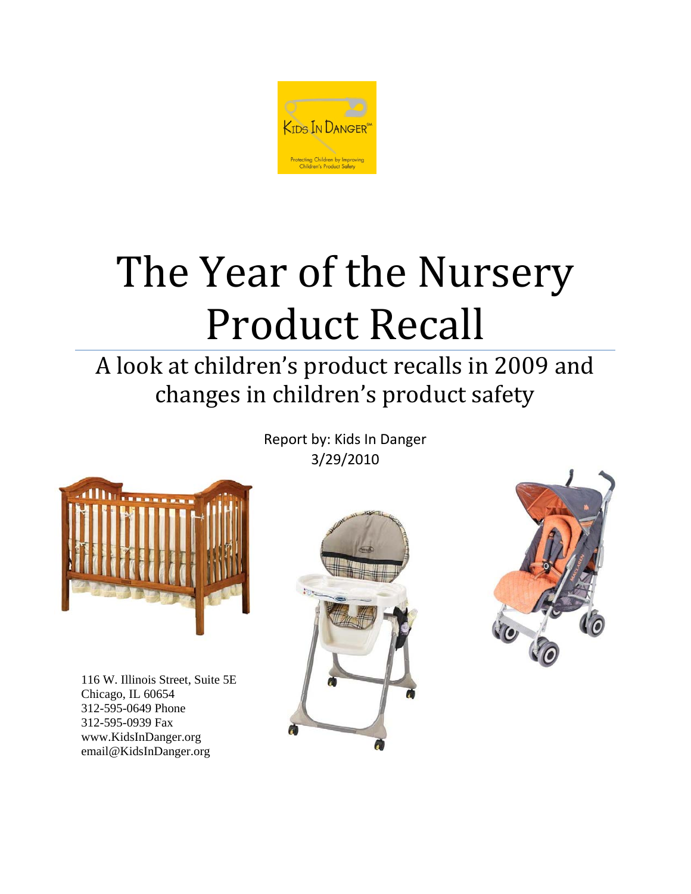# The Year of the Nursery Product Recall

## A look at children's product recalls in 2009 and changes in children's product safety

Report by: Kids In Danger
3/29/2010

116 W. Illinois Street, Suite 5E
Chicago, IL 60654
312-595-0649 Phone
312-595-0939 Fax
www.KidsInDanger.org
email@KidsInDanger.org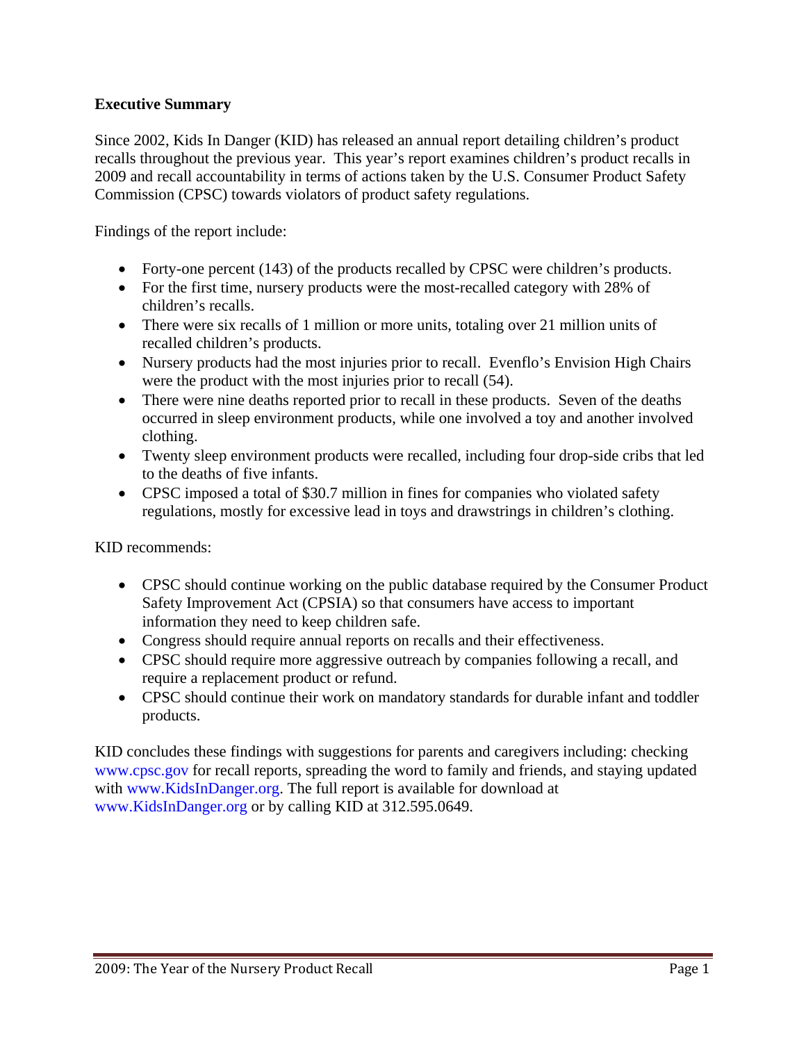**Executive Summary**

Since 2002, Kids In Danger (KID) has released an annual report detailing children's product recalls throughout the previous year. This year's report examines children's product recalls in 2009 and recall accountability in terms of actions taken by the U.S. Consumer Product Safety Commission (CPSC) towards violators of product safety regulations.

Findings of the report include:

- Forty-one percent (143) of the products recalled by CPSC were children's products.
- For the first time, nursery products were the most-recalled category with 28% of children's recalls.
- There were six recalls of 1 million or more units, totaling over 21 million units of recalled children's products.
- Nursery products had the most injuries prior to recall. Evenflo's Envision High Chairs were the product with the most injuries prior to recall (54).
- There were nine deaths reported prior to recall in these products. Seven of the deaths occurred in sleep environment products, while one involved a toy and another involved clothing.
- Twenty sleep environment products were recalled, including four drop-side cribs that led to the deaths of five infants.
- CPSC imposed a total of $30.7 million in fines for companies who violated safety regulations, mostly for excessive lead in toys and drawstrings in children's clothing.

KID recommends:

- CPSC should continue working on the public database required by the Consumer Product Safety Improvement Act (CPSIA) so that consumers have access to important information they need to keep children safe.
- Congress should require annual reports on recalls and their effectiveness.
- CPSC should require more aggressive outreach by companies following a recall, and require a replacement product or refund.
- CPSC should continue their work on mandatory standards for durable infant and toddler products.

KID concludes these findings with suggestions for parents and caregivers including: checking www.cpsc.gov for recall reports, spreading the word to family and friends, and staying updated with www.KidsInDanger.org. The full report is available for download at www.KidsInDanger.org or by calling KID at 312.595.0649.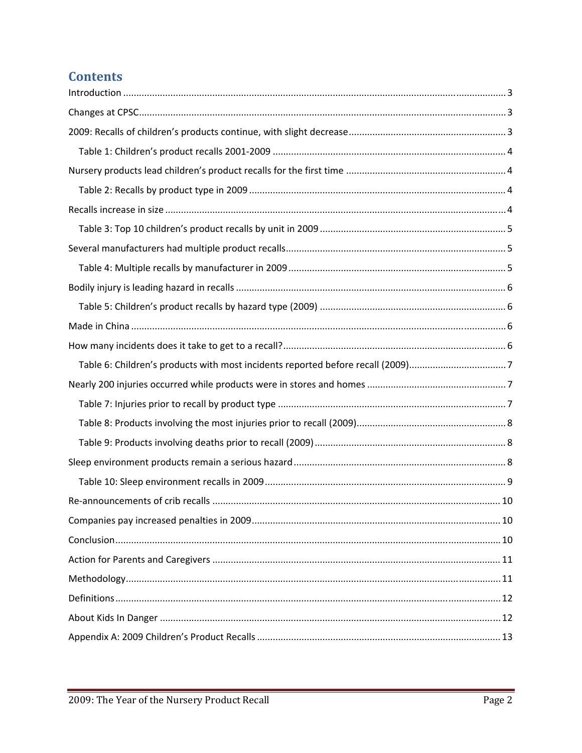## Contents

Introduction ........................................................................................................................................ 3

Changes at CPSC.................................................................................................................................. 3

2009: Recalls of children's products continue, with slight decrease ........................................................... 3

- Table 1: Children's product recalls 2001-2009 ........................................................................................ 4

Nursery products lead children's product recalls for the first time ........................................................... 4

- Table 2: Recalls by product type in 2009 ................................................................................................ 4

Recalls increase in size .......................................................................................................................... 4

- Table 3: Top 10 children's product recalls by unit in 2009 ...................................................................... 5

Several manufacturers had multiple product recalls.................................................................................. 5

- Table 4: Multiple recalls by manufacturer in 2009 ................................................................................. 5

Bodily injury is leading hazard in recalls ................................................................................................. 6

- Table 5: Children's product recalls by hazard type (2009) ...................................................................... 6

Made in China ........................................................................................................................................ 6

How many incidents does it take to get to a recall? .................................................................................. 6

- Table 6: Children's products with most incidents reported before recall (2009)..................................... 7

Nearly 200 injuries occurred while products were in stores and homes ...................................................... 7

- Table 7: Injuries prior to recall by product type ...................................................................................... 7
- Table 8: Products involving the most injuries prior to recall (2009)......................................................... 8
- Table 9: Products involving deaths prior to recall (2009) ........................................................................ 8

Sleep environment products remain a serious hazard ................................................................................ 8

- Table 10: Sleep environment recalls in 2009 ........................................................................................... 9

Re-announcements of crib recalls ........................................................................................................... 10

Companies pay increased penalties in 2009 ............................................................................................. 10

Conclusion ............................................................................................................................................ 10

Action for Parents and Caregivers ............................................................................................................ 11

Methodology ......................................................................................................................................... 11

Definitions ............................................................................................................................................. 12

About Kids In Danger ............................................................................................................................. 12

Appendix A: 2009 Children's Product Recalls ............................................................................................ 13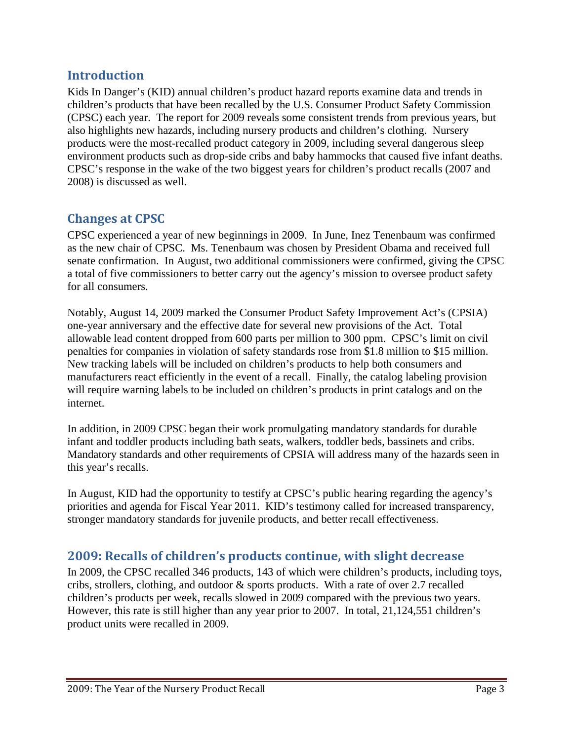## Introduction

Kids In Danger's (KID) annual children's product hazard reports examine data and trends in children's products that have been recalled by the U.S. Consumer Product Safety Commission (CPSC) each year. The report for 2009 reveals some consistent trends from previous years, but also highlights new hazards, including nursery products and children's clothing. Nursery products were the most-recalled product category in 2009, including several dangerous sleep environment products such as drop-side cribs and baby hammocks that caused five infant deaths. CPSC's response in the wake of the two biggest years for children's product recalls (2007 and 2008) is discussed as well.

## Changes at CPSC

CPSC experienced a year of new beginnings in 2009. In June, Inez Tenenbaum was confirmed as the new chair of CPSC. Ms. Tenenbaum was chosen by President Obama and received full senate confirmation. In August, two additional commissioners were confirmed, giving the CPSC a total of five commissioners to better carry out the agency's mission to oversee product safety for all consumers.

Notably, August 14, 2009 marked the Consumer Product Safety Improvement Act's (CPSIA) one-year anniversary and the effective date for several new provisions of the Act. Total allowable lead content dropped from 600 parts per million to 300 ppm. CPSC's limit on civil penalties for companies in violation of safety standards rose from $1.8 million to $15 million. New tracking labels will be included on children's products to help both consumers and manufacturers react efficiently in the event of a recall. Finally, the catalog labeling provision will require warning labels to be included on children's products in print catalogs and on the internet.

In addition, in 2009 CPSC began their work promulgating mandatory standards for durable infant and toddler products including bath seats, walkers, toddler beds, bassinets and cribs. Mandatory standards and other requirements of CPSIA will address many of the hazards seen in this year's recalls.

In August, KID had the opportunity to testify at CPSC's public hearing regarding the agency's priorities and agenda for Fiscal Year 2011. KID's testimony called for increased transparency, stronger mandatory standards for juvenile products, and better recall effectiveness.

## 2009: Recalls of children's products continue, with slight decrease

In 2009, the CPSC recalled 346 products, 143 of which were children's products, including toys, cribs, strollers, clothing, and outdoor & sports products. With a rate of over 2.7 recalled children's products per week, recalls slowed in 2009 compared with the previous two years. However, this rate is still higher than any year prior to 2007. In total, 21,124,551 children's product units were recalled in 2009.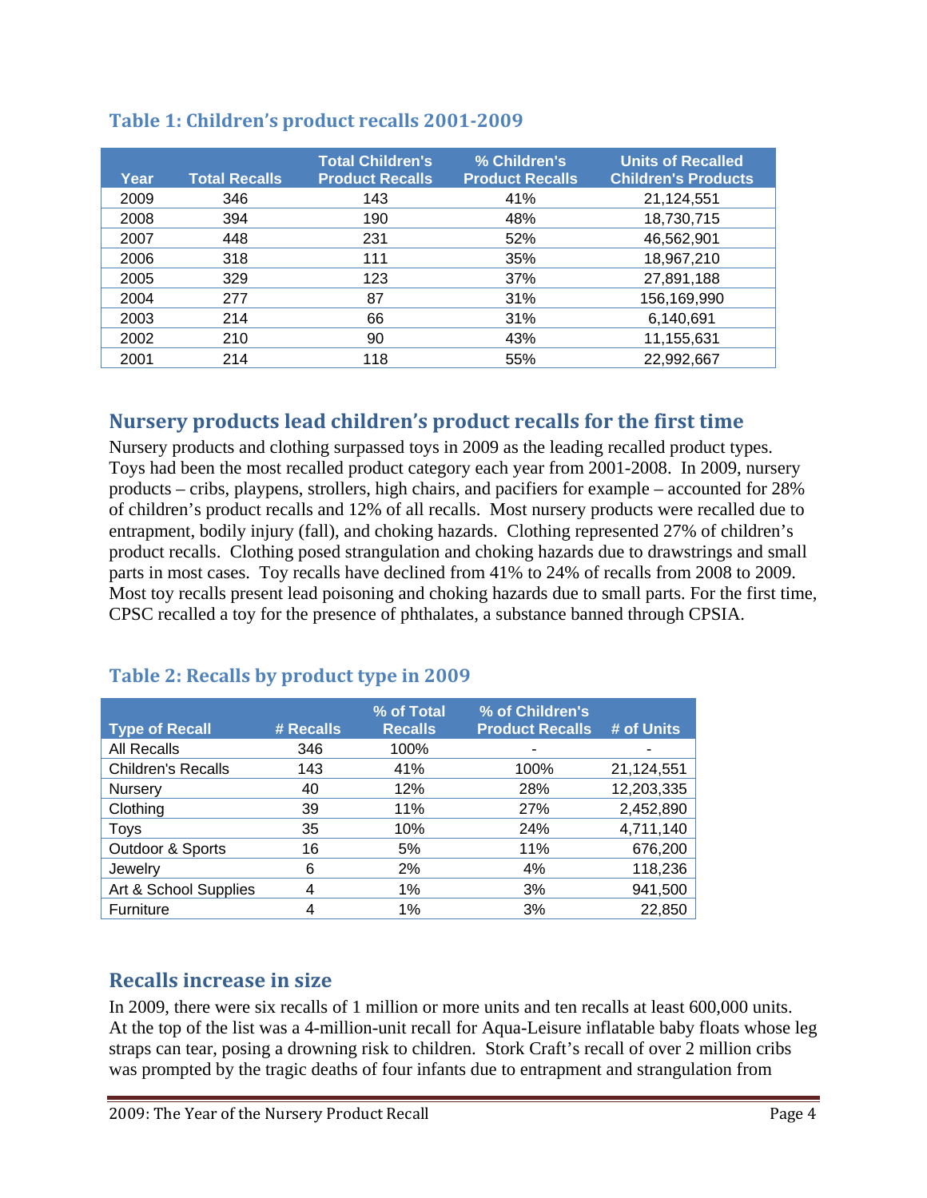### Table 1: Children's product recalls 2001-2009

| Year | Total Recalls | Total Children's Product Recalls | % Children's Product Recalls | Units of Recalled Children's Products |
|---|---|---|---|---|
| 2009 | 346 | 143 | 41% | 21,124,551 |
| 2008 | 394 | 190 | 48% | 18,730,715 |
| 2007 | 448 | 231 | 52% | 46,562,901 |
| 2006 | 318 | 111 | 35% | 18,967,210 |
| 2005 | 329 | 123 | 37% | 27,891,188 |
| 2004 | 277 | 87 | 31% | 156,169,990 |
| 2003 | 214 | 66 | 31% | 6,140,691 |
| 2002 | 210 | 90 | 43% | 11,155,631 |
| 2001 | 214 | 118 | 55% | 22,992,667 |

## Nursery products lead children's product recalls for the first time

Nursery products and clothing surpassed toys in 2009 as the leading recalled product types. Toys had been the most recalled product category each year from 2001-2008. In 2009, nursery products – cribs, playpens, strollers, high chairs, and pacifiers for example – accounted for 28% of children's product recalls and 12% of all recalls. Most nursery products were recalled due to entrapment, bodily injury (fall), and choking hazards. Clothing represented 27% of children's product recalls. Clothing posed strangulation and choking hazards due to drawstrings and small parts in most cases. Toy recalls have declined from 41% to 24% of recalls from 2008 to 2009. Most toy recalls present lead poisoning and choking hazards due to small parts. For the first time, CPSC recalled a toy for the presence of phthalates, a substance banned through CPSIA.

### Table 2: Recalls by product type in 2009

| Type of Recall | # Recalls | % of Total Recalls | % of Children's Product Recalls | # of Units |
|---|---|---|---|---|
| All Recalls | 346 | 100% | - | - |
| Children's Recalls | 143 | 41% | 100% | 21,124,551 |
| Nursery | 40 | 12% | 28% | 12,203,335 |
| Clothing | 39 | 11% | 27% | 2,452,890 |
| Toys | 35 | 10% | 24% | 4,711,140 |
| Outdoor & Sports | 16 | 5% | 11% | 676,200 |
| Jewelry | 6 | 2% | 4% | 118,236 |
| Art & School Supplies | 4 | 1% | 3% | 941,500 |
| Furniture | 4 | 1% | 3% | 22,850 |

## Recalls increase in size

In 2009, there were six recalls of 1 million or more units and ten recalls at least 600,000 units. At the top of the list was a 4-million-unit recall for Aqua-Leisure inflatable baby floats whose leg straps can tear, posing a drowning risk to children. Stork Craft's recall of over 2 million cribs was prompted by the tragic deaths of four infants due to entrapment and strangulation from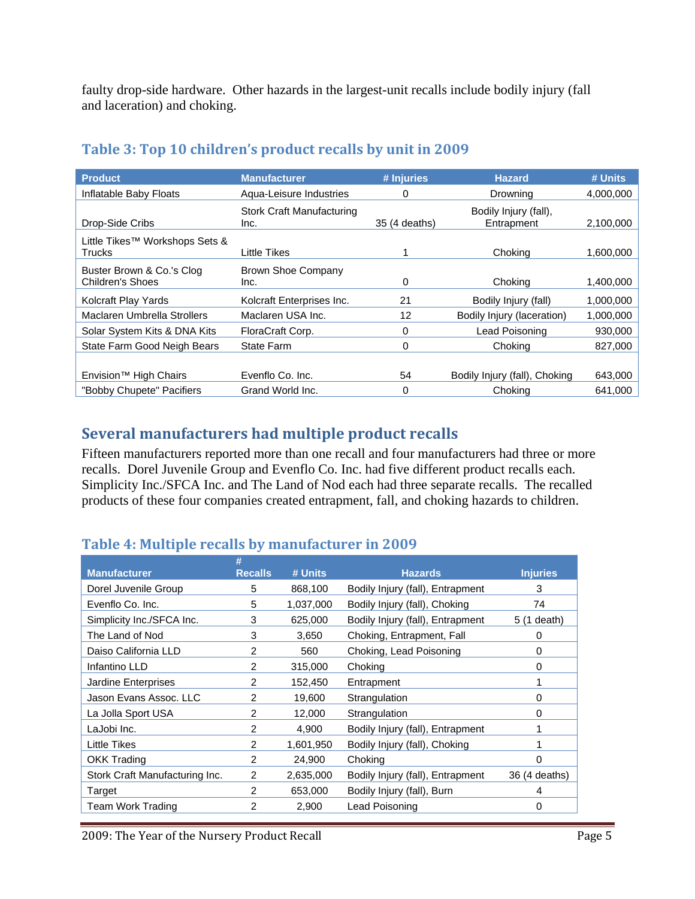faulty drop-side hardware.  Other hazards in the largest-unit recalls include bodily injury (fall and laceration) and choking.

### Table 3: Top 10 children's product recalls by unit in 2009

| Product | Manufacturer | # Injuries | Hazard | # Units |
|---|---|---|---|---|
| Inflatable Baby Floats | Aqua-Leisure Industries | 0 | Drowning | 4,000,000 |
| Drop-Side Cribs | Stork Craft Manufacturing Inc. | 35 (4 deaths) | Bodily Injury (fall), Entrapment | 2,100,000 |
| Little Tikes™ Workshops Sets & Trucks | Little Tikes | 1 | Choking | 1,600,000 |
| Buster Brown & Co.'s Clog Children's Shoes | Brown Shoe Company Inc. | 0 | Choking | 1,400,000 |
| Kolcraft Play Yards | Kolcraft Enterprises Inc. | 21 | Bodily Injury (fall) | 1,000,000 |
| Maclaren Umbrella Strollers | Maclaren USA Inc. | 12 | Bodily Injury (laceration) | 1,000,000 |
| Solar System Kits & DNA Kits | FloraCraft Corp. | 0 | Lead Poisoning | 930,000 |
| State Farm Good Neigh Bears | State Farm | 0 | Choking | 827,000 |
| Envision™ High Chairs | Evenflo Co. Inc. | 54 | Bodily Injury (fall), Choking | 643,000 |
| "Bobby Chupete" Pacifiers | Grand World Inc. | 0 | Choking | 641,000 |

## Several manufacturers had multiple product recalls

Fifteen manufacturers reported more than one recall and four manufacturers had three or more recalls.  Dorel Juvenile Group and Evenflo Co. Inc. had five different product recalls each. Simplicity Inc./SFCA Inc. and The Land of Nod each had three separate recalls.  The recalled products of these four companies created entrapment, fall, and choking hazards to children.

### Table 4: Multiple recalls by manufacturer in 2009

| Manufacturer | # Recalls | # Units | Hazards | Injuries |
|---|---|---|---|---|
| Dorel Juvenile Group | 5 | 868,100 | Bodily Injury (fall), Entrapment | 3 |
| Evenflo Co. Inc. | 5 | 1,037,000 | Bodily Injury (fall), Choking | 74 |
| Simplicity Inc./SFCA Inc. | 3 | 625,000 | Bodily Injury (fall), Entrapment | 5 (1 death) |
| The Land of Nod | 3 | 3,650 | Choking, Entrapment, Fall | 0 |
| Daiso California LLD | 2 | 560 | Choking, Lead Poisoning | 0 |
| Infantino LLD | 2 | 315,000 | Choking | 0 |
| Jardine Enterprises | 2 | 152,450 | Entrapment | 1 |
| Jason Evans Assoc. LLC | 2 | 19,600 | Strangulation | 0 |
| La Jolla Sport USA | 2 | 12,000 | Strangulation | 0 |
| LaJobi Inc. | 2 | 4,900 | Bodily Injury (fall), Entrapment | 1 |
| Little Tikes | 2 | 1,601,950 | Bodily Injury (fall), Choking | 1 |
| OKK Trading | 2 | 24,900 | Choking | 0 |
| Stork Craft Manufacturing Inc. | 2 | 2,635,000 | Bodily Injury (fall), Entrapment | 36 (4 deaths) |
| Target | 2 | 653,000 | Bodily Injury (fall), Burn | 4 |
| Team Work Trading | 2 | 2,900 | Lead Poisoning | 0 |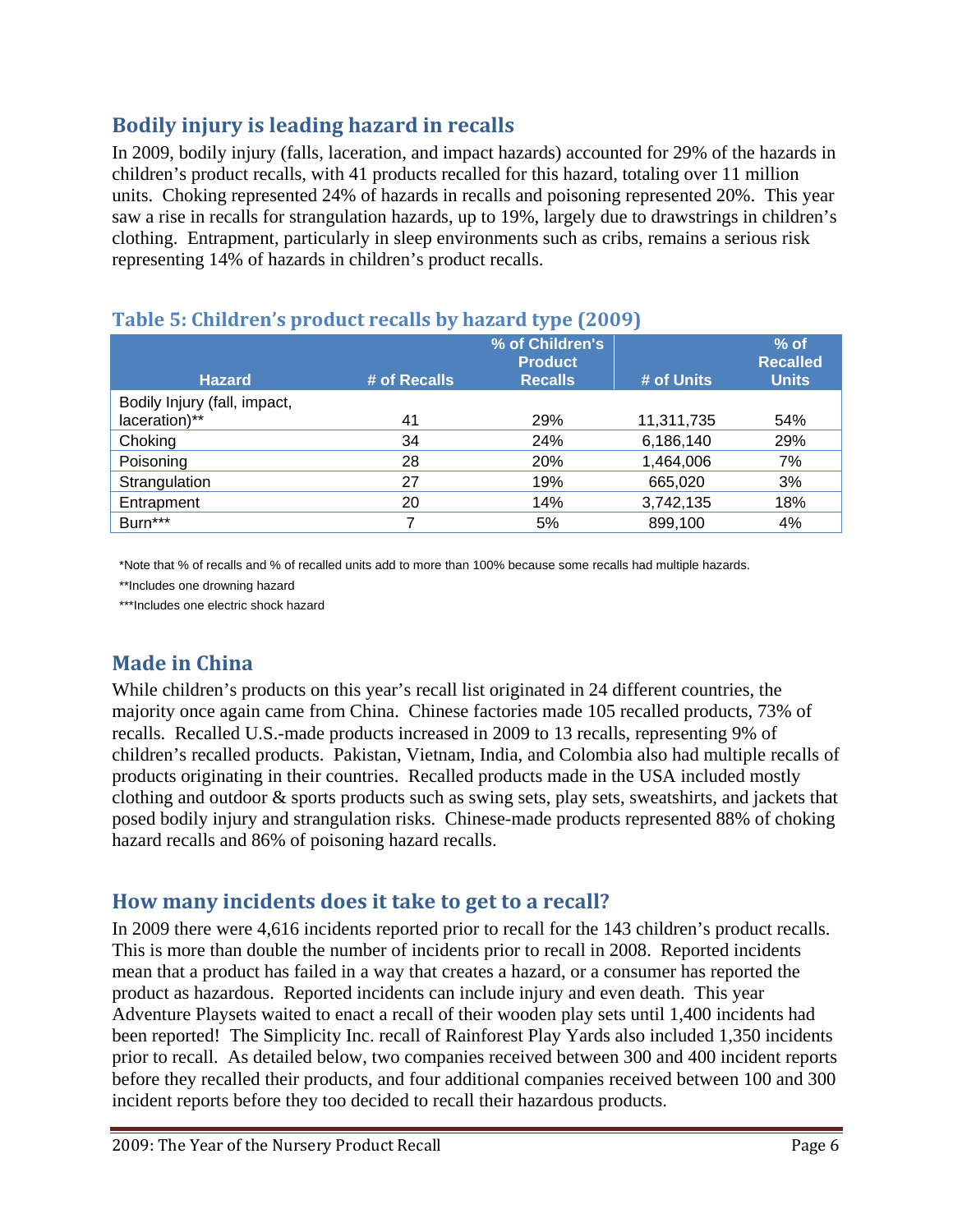## Bodily injury is leading hazard in recalls

In 2009, bodily injury (falls, laceration, and impact hazards) accounted for 29% of the hazards in children's product recalls, with 41 products recalled for this hazard, totaling over 11 million units. Choking represented 24% of hazards in recalls and poisoning represented 20%. This year saw a rise in recalls for strangulation hazards, up to 19%, largely due to drawstrings in children's clothing. Entrapment, particularly in sleep environments such as cribs, remains a serious risk representing 14% of hazards in children's product recalls.

### Table 5: Children's product recalls by hazard type (2009)

| Hazard | # of Recalls | % of Children's Product Recalls | # of Units | % of Recalled Units |
|---|---|---|---|---|
| Bodily Injury (fall, impact, laceration)** | 41 | 29% | 11,311,735 | 54% |
| Choking | 34 | 24% | 6,186,140 | 29% |
| Poisoning | 28 | 20% | 1,464,006 | 7% |
| Strangulation | 27 | 19% | 665,020 | 3% |
| Entrapment | 20 | 14% | 3,742,135 | 18% |
| Burn*** | 7 | 5% | 899,100 | 4% |

*Note that % of recalls and % of recalled units add to more than 100% because some recalls had multiple hazards.

**Includes one drowning hazard

***Includes one electric shock hazard

## Made in China

While children's products on this year's recall list originated in 24 different countries, the majority once again came from China. Chinese factories made 105 recalled products, 73% of recalls. Recalled U.S.-made products increased in 2009 to 13 recalls, representing 9% of children's recalled products. Pakistan, Vietnam, India, and Colombia also had multiple recalls of products originating in their countries. Recalled products made in the USA included mostly clothing and outdoor & sports products such as swing sets, play sets, sweatshirts, and jackets that posed bodily injury and strangulation risks. Chinese-made products represented 88% of choking hazard recalls and 86% of poisoning hazard recalls.

## How many incidents does it take to get to a recall?

In 2009 there were 4,616 incidents reported prior to recall for the 143 children's product recalls. This is more than double the number of incidents prior to recall in 2008. Reported incidents mean that a product has failed in a way that creates a hazard, or a consumer has reported the product as hazardous. Reported incidents can include injury and even death. This year Adventure Playsets waited to enact a recall of their wooden play sets until 1,400 incidents had been reported! The Simplicity Inc. recall of Rainforest Play Yards also included 1,350 incidents prior to recall. As detailed below, two companies received between 300 and 400 incident reports before they recalled their products, and four additional companies received between 100 and 300 incident reports before they too decided to recall their hazardous products.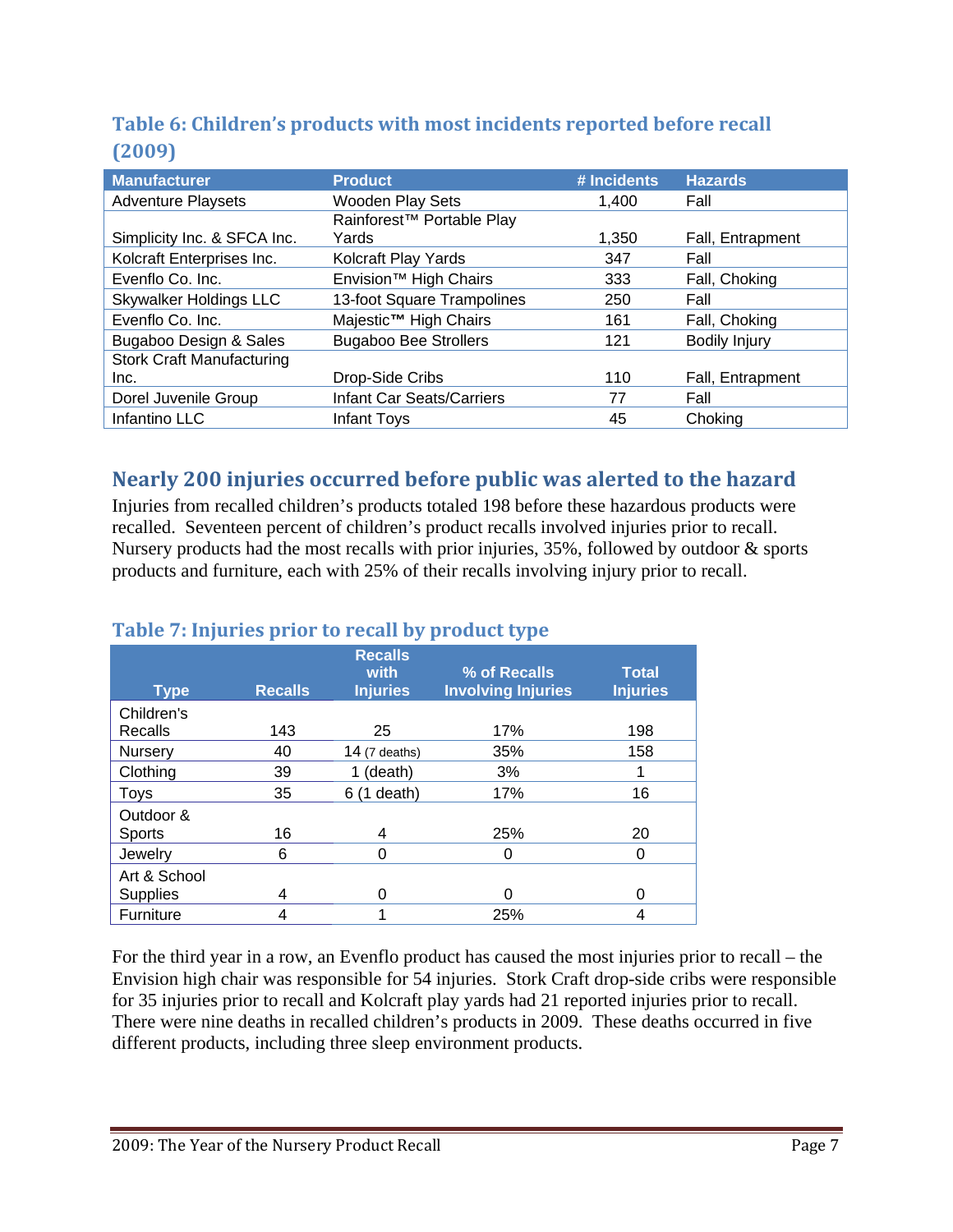### Table 6: Children's products with most incidents reported before recall (2009)

| Manufacturer | Product | # Incidents | Hazards |
|---|---|---|---|
| Adventure Playsets | Wooden Play Sets | 1,400 | Fall |
| Simplicity Inc. & SFCA Inc. | Rainforest™ Portable Play Yards | 1,350 | Fall, Entrapment |
| Kolcraft Enterprises Inc. | Kolcraft Play Yards | 347 | Fall |
| Evenflo Co. Inc. | Envision™ High Chairs | 333 | Fall, Choking |
| Skywalker Holdings LLC | 13-foot Square Trampolines | 250 | Fall |
| Evenflo Co. Inc. | Majestic™ High Chairs | 161 | Fall, Choking |
| Bugaboo Design & Sales | Bugaboo Bee Strollers | 121 | Bodily Injury |
| Stork Craft Manufacturing Inc. | Drop-Side Cribs | 110 | Fall, Entrapment |
| Dorel Juvenile Group | Infant Car Seats/Carriers | 77 | Fall |
| Infantino LLC | Infant Toys | 45 | Choking |

## Nearly 200 injuries occurred before public was alerted to the hazard

Injuries from recalled children's products totaled 198 before these hazardous products were recalled. Seventeen percent of children's product recalls involved injuries prior to recall. Nursery products had the most recalls with prior injuries, 35%, followed by outdoor & sports products and furniture, each with 25% of their recalls involving injury prior to recall.

### Table 7: Injuries prior to recall by product type

| Type | Recalls | Recalls with Injuries | % of Recalls Involving Injuries | Total Injuries |
|---|---|---|---|---|
| Children's Recalls | 143 | 25 | 17% | 198 |
| Nursery | 40 | 14 (7 deaths) | 35% | 158 |
| Clothing | 39 | 1 (death) | 3% | 1 |
| Toys | 35 | 6 (1 death) | 17% | 16 |
| Outdoor & Sports | 16 | 4 | 25% | 20 |
| Jewelry | 6 | 0 | 0 | 0 |
| Art & School Supplies | 4 | 0 | 0 | 0 |
| Furniture | 4 | 1 | 25% | 4 |

For the third year in a row, an Evenflo product has caused the most injuries prior to recall – the Envision high chair was responsible for 54 injuries. Stork Craft drop-side cribs were responsible for 35 injuries prior to recall and Kolcraft play yards had 21 reported injuries prior to recall. There were nine deaths in recalled children's products in 2009. These deaths occurred in five different products, including three sleep environment products.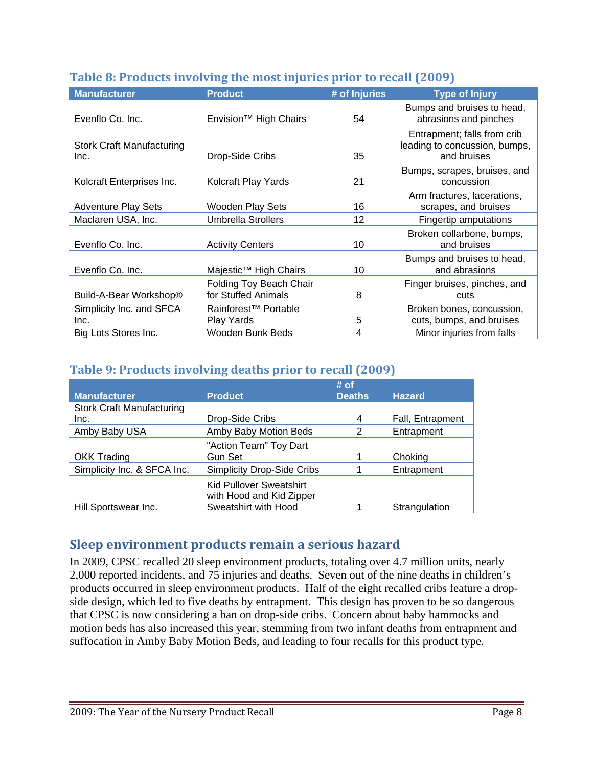## Table 8: Products involving the most injuries prior to recall (2009)

| Manufacturer | Product | # of Injuries | Type of Injury |
|---|---|---|---|
| Evenflo Co. Inc. | Envision™ High Chairs | 54 | Bumps and bruises to head, abrasions and pinches |
| Stork Craft Manufacturing Inc. | Drop-Side Cribs | 35 | Entrapment; falls from crib leading to concussion, bumps, and bruises |
| Kolcraft Enterprises Inc. | Kolcraft Play Yards | 21 | Bumps, scrapes, bruises, and concussion |
| Adventure Play Sets | Wooden Play Sets | 16 | Arm fractures, lacerations, scrapes, and bruises |
| Maclaren USA, Inc. | Umbrella Strollers | 12 | Fingertip amputations |
| Evenflo Co. Inc. | Activity Centers | 10 | Broken collarbone, bumps, and bruises |
| Evenflo Co. Inc. | Majestic™ High Chairs | 10 | Bumps and bruises to head, and abrasions |
| Build-A-Bear Workshop® | Folding Toy Beach Chair for Stuffed Animals | 8 | Finger bruises, pinches, and cuts |
| Simplicity Inc. and SFCA Inc. | Rainforest™ Portable Play Yards | 5 | Broken bones, concussion, cuts, bumps, and bruises |
| Big Lots Stores Inc. | Wooden Bunk Beds | 4 | Minor injuries from falls |

## Table 9: Products involving deaths prior to recall (2009)

| Manufacturer | Product | # of Deaths | Hazard |
|---|---|---|---|
| Stork Craft Manufacturing Inc. | Drop-Side Cribs | 4 | Fall, Entrapment |
| Amby Baby USA | Amby Baby Motion Beds | 2 | Entrapment |
| OKK Trading | "Action Team" Toy Dart Gun Set | 1 | Choking |
| Simplicity Inc. & SFCA Inc. | Simplicity Drop-Side Cribs | 1 | Entrapment |
| Hill Sportswear Inc. | Kid Pullover Sweatshirt with Hood and Kid Zipper Sweatshirt with Hood | 1 | Strangulation |

## Sleep environment products remain a serious hazard

In 2009, CPSC recalled 20 sleep environment products, totaling over 4.7 million units, nearly 2,000 reported incidents, and 75 injuries and deaths. Seven out of the nine deaths in children's products occurred in sleep environment products. Half of the eight recalled cribs feature a drop-side design, which led to five deaths by entrapment. This design has proven to be so dangerous that CPSC is now considering a ban on drop-side cribs. Concern about baby hammocks and motion beds has also increased this year, stemming from two infant deaths from entrapment and suffocation in Amby Baby Motion Beds, and leading to four recalls for this product type.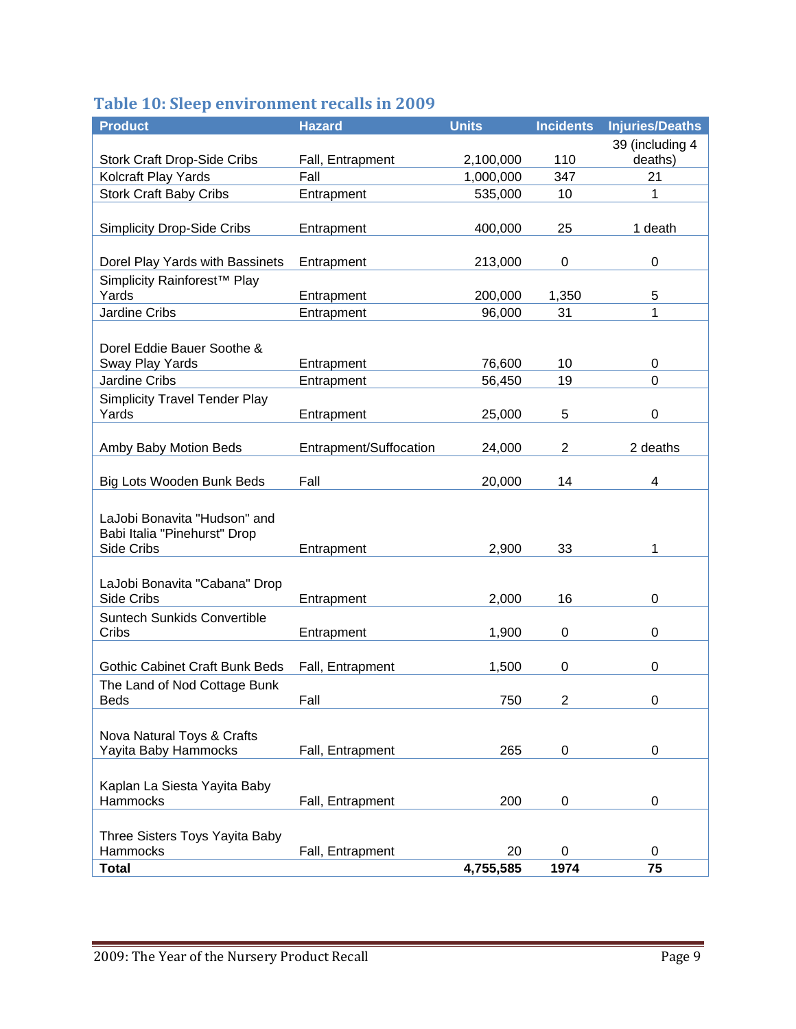## Table 10: Sleep environment recalls in 2009

| Product | Hazard | Units | Incidents | Injuries/Deaths |
|---|---|---|---|---|
| Stork Craft Drop-Side Cribs | Fall, Entrapment | 2,100,000 | 110 | 39 (including 4 deaths) |
| Kolcraft Play Yards | Fall | 1,000,000 | 347 | 21 |
| Stork Craft Baby Cribs | Entrapment | 535,000 | 10 | 1 |
| Simplicity Drop-Side Cribs | Entrapment | 400,000 | 25 | 1 death |
| Dorel Play Yards with Bassinets | Entrapment | 213,000 | 0 | 0 |
| Simplicity Rainforest™ Play Yards | Entrapment | 200,000 | 1,350 | 5 |
| Jardine Cribs | Entrapment | 96,000 | 31 | 1 |
| Dorel Eddie Bauer Soothe & Sway Play Yards | Entrapment | 76,600 | 10 | 0 |
| Jardine Cribs | Entrapment | 56,450 | 19 | 0 |
| Simplicity Travel Tender Play Yards | Entrapment | 25,000 | 5 | 0 |
| Amby Baby Motion Beds | Entrapment/Suffocation | 24,000 | 2 | 2 deaths |
| Big Lots Wooden Bunk Beds | Fall | 20,000 | 14 | 4 |
| LaJobi Bonavita "Hudson" and Babi Italia "Pinehurst" Drop Side Cribs | Entrapment | 2,900 | 33 | 1 |
| LaJobi Bonavita "Cabana" Drop Side Cribs | Entrapment | 2,000 | 16 | 0 |
| Suntech Sunkids Convertible Cribs | Entrapment | 1,900 | 0 | 0 |
| Gothic Cabinet Craft Bunk Beds | Fall, Entrapment | 1,500 | 0 | 0 |
| The Land of Nod Cottage Bunk Beds | Fall | 750 | 2 | 0 |
| Nova Natural Toys & Crafts Yayita Baby Hammocks | Fall, Entrapment | 265 | 0 | 0 |
| Kaplan La Siesta Yayita Baby Hammocks | Fall, Entrapment | 200 | 0 | 0 |
| Three Sisters Toys Yayita Baby Hammocks | Fall, Entrapment | 20 | 0 | 0 |
| **Total** | | **4,755,585** | **1974** | **75** |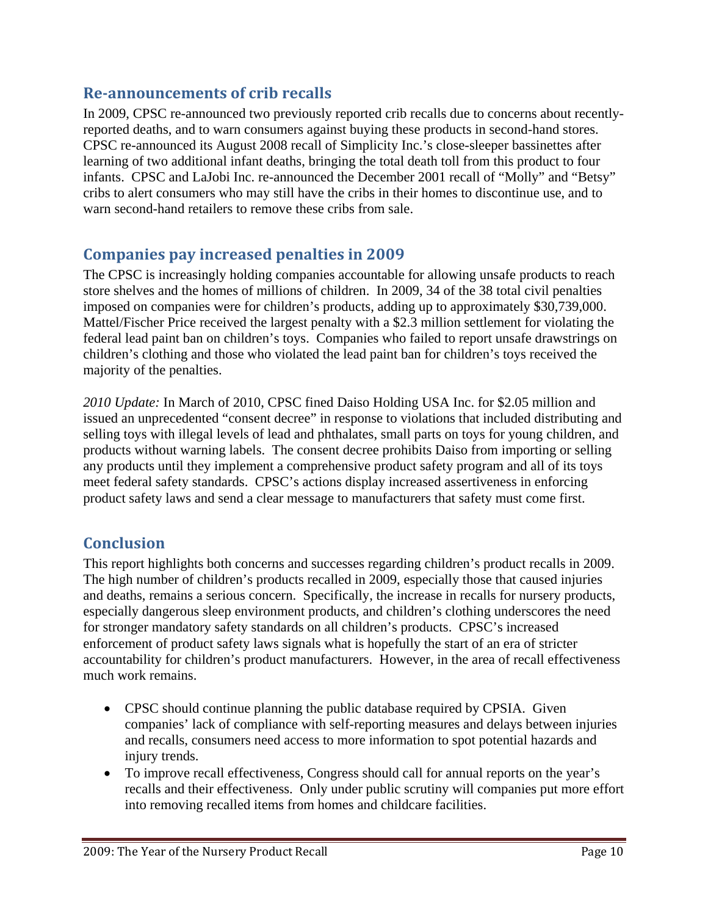## Re-announcements of crib recalls

In 2009, CPSC re-announced two previously reported crib recalls due to concerns about recently-reported deaths, and to warn consumers against buying these products in second-hand stores. CPSC re-announced its August 2008 recall of Simplicity Inc.'s close-sleeper bassinettes after learning of two additional infant deaths, bringing the total death toll from this product to four infants. CPSC and LaJobi Inc. re-announced the December 2001 recall of "Molly" and "Betsy" cribs to alert consumers who may still have the cribs in their homes to discontinue use, and to warn second-hand retailers to remove these cribs from sale.

## Companies pay increased penalties in 2009

The CPSC is increasingly holding companies accountable for allowing unsafe products to reach store shelves and the homes of millions of children. In 2009, 34 of the 38 total civil penalties imposed on companies were for children's products, adding up to approximately $30,739,000. Mattel/Fischer Price received the largest penalty with a $2.3 million settlement for violating the federal lead paint ban on children's toys. Companies who failed to report unsafe drawstrings on children's clothing and those who violated the lead paint ban for children's toys received the majority of the penalties.

*2010 Update:* In March of 2010, CPSC fined Daiso Holding USA Inc. for $2.05 million and issued an unprecedented "consent decree" in response to violations that included distributing and selling toys with illegal levels of lead and phthalates, small parts on toys for young children, and products without warning labels. The consent decree prohibits Daiso from importing or selling any products until they implement a comprehensive product safety program and all of its toys meet federal safety standards. CPSC's actions display increased assertiveness in enforcing product safety laws and send a clear message to manufacturers that safety must come first.

## Conclusion

This report highlights both concerns and successes regarding children's product recalls in 2009. The high number of children's products recalled in 2009, especially those that caused injuries and deaths, remains a serious concern. Specifically, the increase in recalls for nursery products, especially dangerous sleep environment products, and children's clothing underscores the need for stronger mandatory safety standards on all children's products. CPSC's increased enforcement of product safety laws signals what is hopefully the start of an era of stricter accountability for children's product manufacturers. However, in the area of recall effectiveness much work remains.

- CPSC should continue planning the public database required by CPSIA. Given companies' lack of compliance with self-reporting measures and delays between injuries and recalls, consumers need access to more information to spot potential hazards and injury trends.
- To improve recall effectiveness, Congress should call for annual reports on the year's recalls and their effectiveness. Only under public scrutiny will companies put more effort into removing recalled items from homes and childcare facilities.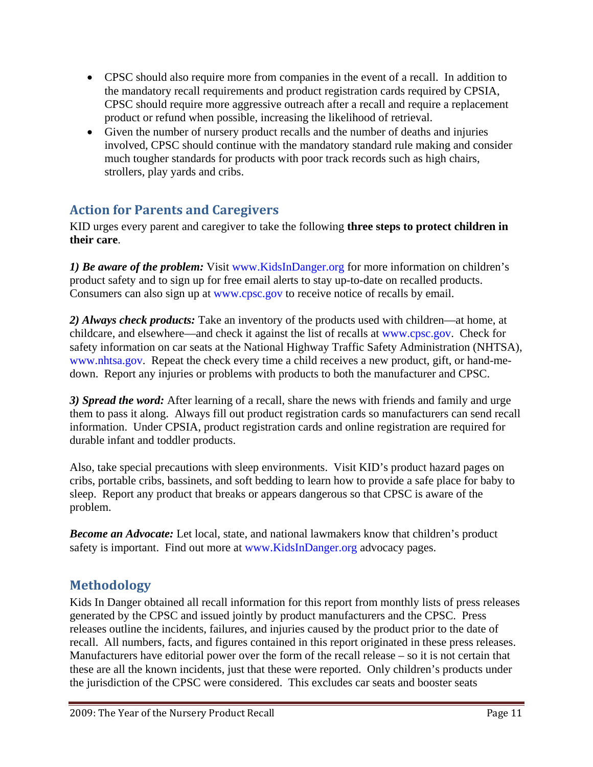- CPSC should also require more from companies in the event of a recall. In addition to the mandatory recall requirements and product registration cards required by CPSIA, CPSC should require more aggressive outreach after a recall and require a replacement product or refund when possible, increasing the likelihood of retrieval.
- Given the number of nursery product recalls and the number of deaths and injuries involved, CPSC should continue with the mandatory standard rule making and consider much tougher standards for products with poor track records such as high chairs, strollers, play yards and cribs.

## Action for Parents and Caregivers

KID urges every parent and caregiver to take the following **three steps to protect children in their care**.

***1) Be aware of the problem:*** Visit www.KidsInDanger.org for more information on children's product safety and to sign up for free email alerts to stay up-to-date on recalled products. Consumers can also sign up at www.cpsc.gov to receive notice of recalls by email.

***2) Always check products:*** Take an inventory of the products used with children—at home, at childcare, and elsewhere—and check it against the list of recalls at www.cpsc.gov. Check for safety information on car seats at the National Highway Traffic Safety Administration (NHTSA), www.nhtsa.gov. Repeat the check every time a child receives a new product, gift, or hand-me-down. Report any injuries or problems with products to both the manufacturer and CPSC.

***3) Spread the word:*** After learning of a recall, share the news with friends and family and urge them to pass it along. Always fill out product registration cards so manufacturers can send recall information. Under CPSIA, product registration cards and online registration are required for durable infant and toddler products.

Also, take special precautions with sleep environments. Visit KID's product hazard pages on cribs, portable cribs, bassinets, and soft bedding to learn how to provide a safe place for baby to sleep. Report any product that breaks or appears dangerous so that CPSC is aware of the problem.

***Become an Advocate:*** Let local, state, and national lawmakers know that children's product safety is important. Find out more at www.KidsInDanger.org advocacy pages.

## Methodology

Kids In Danger obtained all recall information for this report from monthly lists of press releases generated by the CPSC and issued jointly by product manufacturers and the CPSC. Press releases outline the incidents, failures, and injuries caused by the product prior to the date of recall. All numbers, facts, and figures contained in this report originated in these press releases. Manufacturers have editorial power over the form of the recall release – so it is not certain that these are all the known incidents, just that these were reported. Only children's products under the jurisdiction of the CPSC were considered. This excludes car seats and booster seats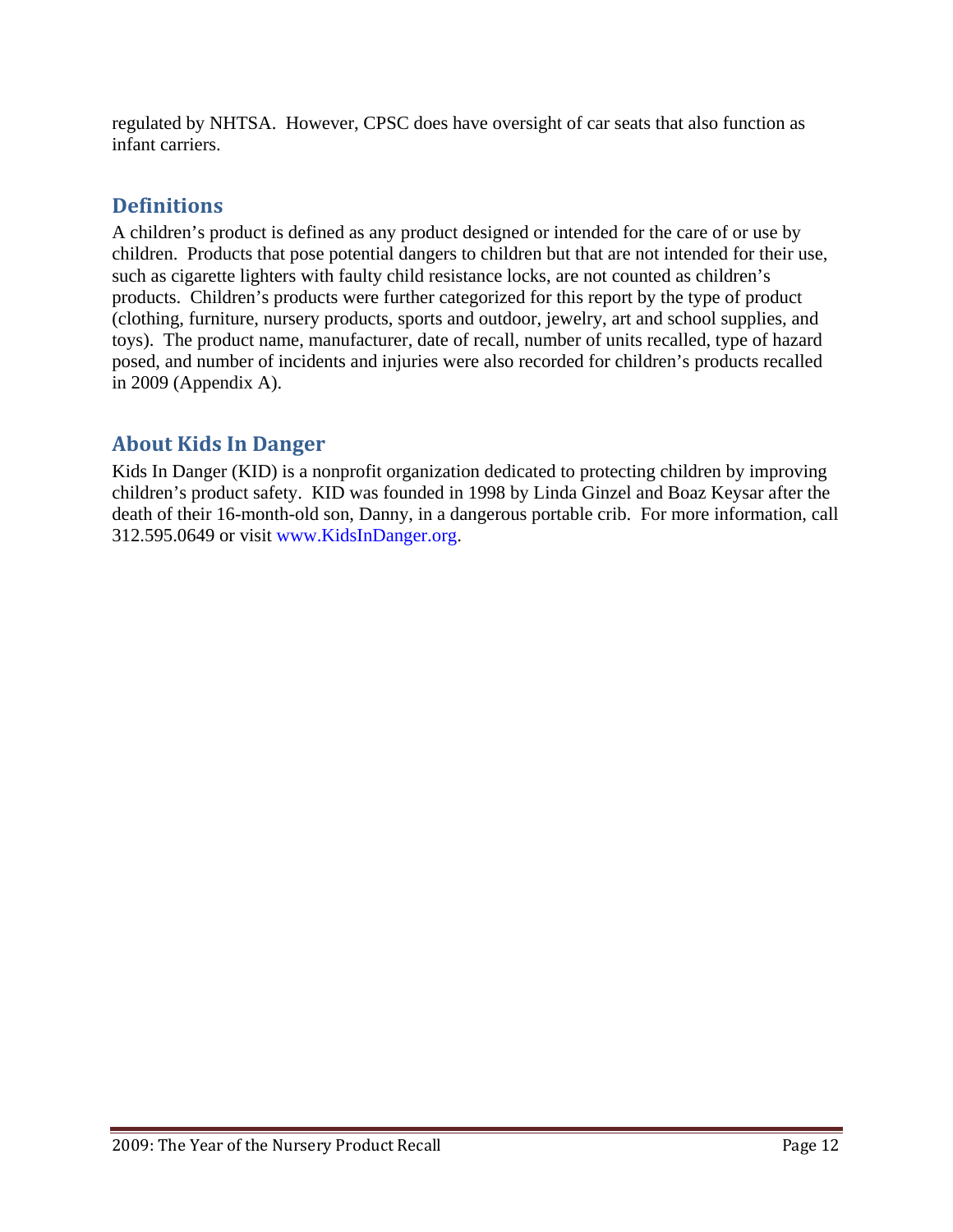regulated by NHTSA. However, CPSC does have oversight of car seats that also function as infant carriers.

## Definitions

A children's product is defined as any product designed or intended for the care of or use by children. Products that pose potential dangers to children but that are not intended for their use, such as cigarette lighters with faulty child resistance locks, are not counted as children's products. Children's products were further categorized for this report by the type of product (clothing, furniture, nursery products, sports and outdoor, jewelry, art and school supplies, and toys). The product name, manufacturer, date of recall, number of units recalled, type of hazard posed, and number of incidents and injuries were also recorded for children's products recalled in 2009 (Appendix A).

## About Kids In Danger

Kids In Danger (KID) is a nonprofit organization dedicated to protecting children by improving children's product safety. KID was founded in 1998 by Linda Ginzel and Boaz Keysar after the death of their 16-month-old son, Danny, in a dangerous portable crib. For more information, call 312.595.0649 or visit www.KidsInDanger.org.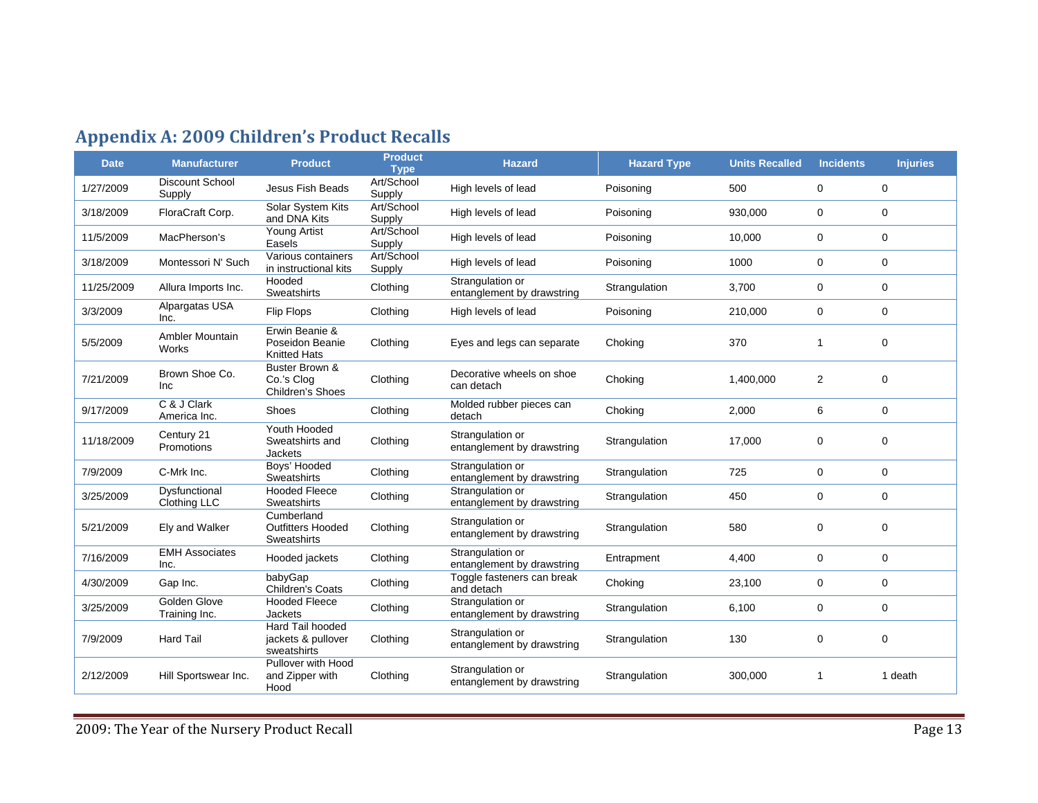## Appendix A: 2009 Children's Product Recalls

| Date | Manufacturer | Product | Product Type | Hazard | Hazard Type | Units Recalled | Incidents | Injuries |
|---|---|---|---|---|---|---|---|---|
| 1/27/2009 | Discount School Supply | Jesus Fish Beads | Art/School Supply | High levels of lead | Poisoning | 500 | 0 | 0 |
| 3/18/2009 | FloraCraft Corp. | Solar System Kits and DNA Kits | Art/School Supply | High levels of lead | Poisoning | 930,000 | 0 | 0 |
| 11/5/2009 | MacPherson's | Young Artist Easels | Art/School Supply | High levels of lead | Poisoning | 10,000 | 0 | 0 |
| 3/18/2009 | Montessori N' Such | Various containers in instructional kits | Art/School Supply | High levels of lead | Poisoning | 1000 | 0 | 0 |
| 11/25/2009 | Allura Imports Inc. | Hooded Sweatshirts | Clothing | Strangulation or entanglement by drawstring | Strangulation | 3,700 | 0 | 0 |
| 3/3/2009 | Alpargatas USA Inc. | Flip Flops | Clothing | High levels of lead | Poisoning | 210,000 | 0 | 0 |
| 5/5/2009 | Ambler Mountain Works | Erwin Beanie & Poseidon Beanie Knitted Hats | Clothing | Eyes and legs can separate | Choking | 370 | 1 | 0 |
| 7/21/2009 | Brown Shoe Co. Inc | Buster Brown & Co.'s Clog Children's Shoes | Clothing | Decorative wheels on shoe can detach | Choking | 1,400,000 | 2 | 0 |
| 9/17/2009 | C & J Clark America Inc. | Shoes | Clothing | Molded rubber pieces can detach | Choking | 2,000 | 6 | 0 |
| 11/18/2009 | Century 21 Promotions | Youth Hooded Sweatshirts and Jackets | Clothing | Strangulation or entanglement by drawstring | Strangulation | 17,000 | 0 | 0 |
| 7/9/2009 | C-Mrk Inc. | Boys' Hooded Sweatshirts | Clothing | Strangulation or entanglement by drawstring | Strangulation | 725 | 0 | 0 |
| 3/25/2009 | Dysfunctional Clothing LLC | Hooded Fleece Sweatshirts | Clothing | Strangulation or entanglement by drawstring | Strangulation | 450 | 0 | 0 |
| 5/21/2009 | Ely and Walker | Cumberland Outfitters Hooded Sweatshirts | Clothing | Strangulation or entanglement by drawstring | Strangulation | 580 | 0 | 0 |
| 7/16/2009 | EMH Associates Inc. | Hooded jackets | Clothing | Strangulation or entanglement by drawstring | Entrapment | 4,400 | 0 | 0 |
| 4/30/2009 | Gap Inc. | babyGap Children's Coats | Clothing | Toggle fasteners can break and detach | Choking | 23,100 | 0 | 0 |
| 3/25/2009 | Golden Glove Training Inc. | Hooded Fleece Jackets | Clothing | Strangulation or entanglement by drawstring | Strangulation | 6,100 | 0 | 0 |
| 7/9/2009 | Hard Tail | Hard Tail hooded jackets & pullover sweatshirts | Clothing | Strangulation or entanglement by drawstring | Strangulation | 130 | 0 | 0 |
| 2/12/2009 | Hill Sportswear Inc. | Pullover with Hood and Zipper with Hood | Clothing | Strangulation or entanglement by drawstring | Strangulation | 300,000 | 1 | 1 death |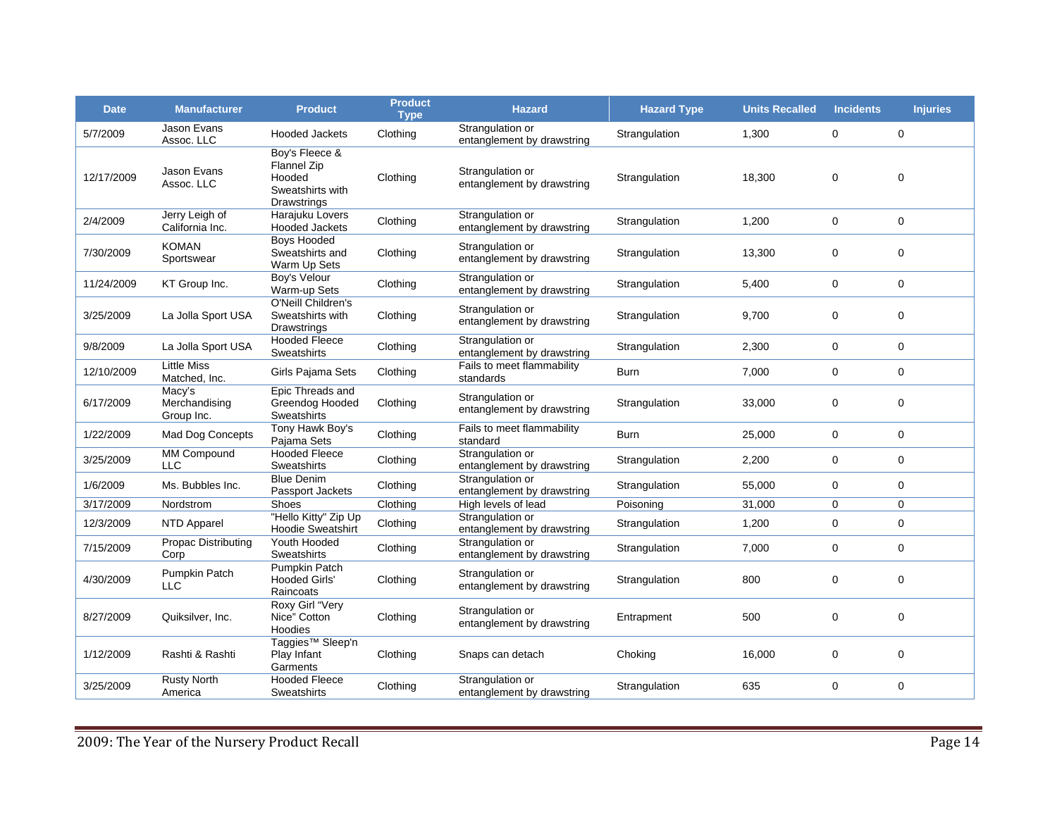| Date | Manufacturer | Product | Product Type | Hazard | Hazard Type | Units Recalled | Incidents | Injuries |
|---|---|---|---|---|---|---|---|---|
| 5/7/2009 | Jason Evans Assoc. LLC | Hooded Jackets | Clothing | Strangulation or entanglement by drawstring | Strangulation | 1,300 | 0 | 0 |
| 12/17/2009 | Jason Evans Assoc. LLC | Boy's Fleece & Flannel Zip Hooded Sweatshirts with Drawstrings | Clothing | Strangulation or entanglement by drawstring | Strangulation | 18,300 | 0 | 0 |
| 2/4/2009 | Jerry Leigh of California Inc. | Harajuku Lovers Hooded Jackets | Clothing | Strangulation or entanglement by drawstring | Strangulation | 1,200 | 0 | 0 |
| 7/30/2009 | KOMAN Sportswear | Boys Hooded Sweatshirts and Warm Up Sets | Clothing | Strangulation or entanglement by drawstring | Strangulation | 13,300 | 0 | 0 |
| 11/24/2009 | KT Group Inc. | Boy's Velour Warm-up Sets | Clothing | Strangulation or entanglement by drawstring | Strangulation | 5,400 | 0 | 0 |
| 3/25/2009 | La Jolla Sport USA | O'Neill Children's Sweatshirts with Drawstrings | Clothing | Strangulation or entanglement by drawstring | Strangulation | 9,700 | 0 | 0 |
| 9/8/2009 | La Jolla Sport USA | Hooded Fleece Sweatshirts | Clothing | Strangulation or entanglement by drawstring | Strangulation | 2,300 | 0 | 0 |
| 12/10/2009 | Little Miss Matched, Inc. | Girls Pajama Sets | Clothing | Fails to meet flammability standards | Burn | 7,000 | 0 | 0 |
| 6/17/2009 | Macy's Merchandising Group Inc. | Epic Threads and Greendog Hooded Sweatshirts | Clothing | Strangulation or entanglement by drawstring | Strangulation | 33,000 | 0 | 0 |
| 1/22/2009 | Mad Dog Concepts | Tony Hawk Boy's Pajama Sets | Clothing | Fails to meet flammability standard | Burn | 25,000 | 0 | 0 |
| 3/25/2009 | MM Compound LLC | Hooded Fleece Sweatshirts | Clothing | Strangulation or entanglement by drawstring | Strangulation | 2,200 | 0 | 0 |
| 1/6/2009 | Ms. Bubbles Inc. | Blue Denim Passport Jackets | Clothing | Strangulation or entanglement by drawstring | Strangulation | 55,000 | 0 | 0 |
| 3/17/2009 | Nordstrom | Shoes | Clothing | High levels of lead | Poisoning | 31,000 | 0 | 0 |
| 12/3/2009 | NTD Apparel | "Hello Kitty" Zip Up Hoodie Sweatshirt | Clothing | Strangulation or entanglement by drawstring | Strangulation | 1,200 | 0 | 0 |
| 7/15/2009 | Propac Distributing Corp | Youth Hooded Sweatshirts | Clothing | Strangulation or entanglement by drawstring | Strangulation | 7,000 | 0 | 0 |
| 4/30/2009 | Pumpkin Patch LLC | Pumpkin Patch Hooded Girls' Raincoats | Clothing | Strangulation or entanglement by drawstring | Strangulation | 800 | 0 | 0 |
| 8/27/2009 | Quiksilver, Inc. | Roxy Girl "Very Nice" Cotton Hoodies | Clothing | Strangulation or entanglement by drawstring | Entrapment | 500 | 0 | 0 |
| 1/12/2009 | Rashti & Rashti | Taggies™ Sleep'n Play Infant Garments | Clothing | Snaps can detach | Choking | 16,000 | 0 | 0 |
| 3/25/2009 | Rusty North America | Hooded Fleece Sweatshirts | Clothing | Strangulation or entanglement by drawstring | Strangulation | 635 | 0 | 0 |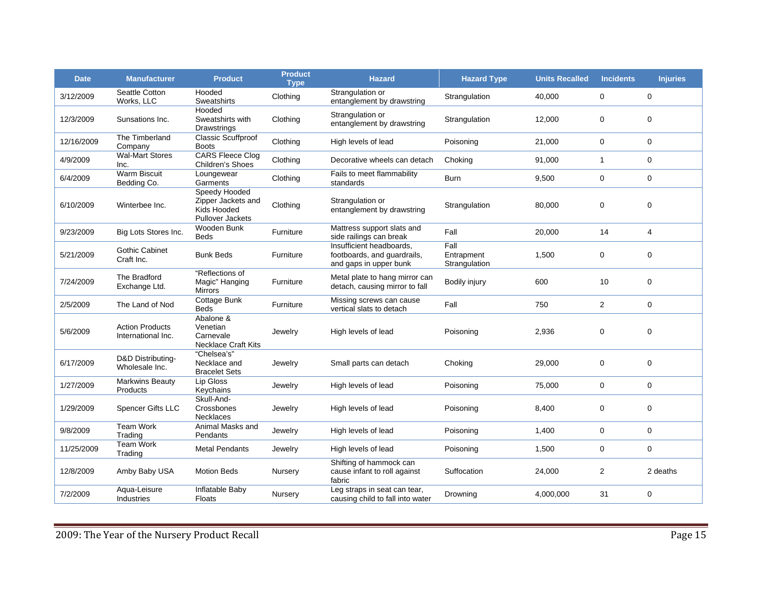| Date | Manufacturer | Product | Product Type | Hazard | Hazard Type | Units Recalled | Incidents | Injuries |
|---|---|---|---|---|---|---|---|---|
| 3/12/2009 | Seattle Cotton Works, LLC | Hooded Sweatshirts | Clothing | Strangulation or entanglement by drawstring | Strangulation | 40,000 | 0 | 0 |
| 12/3/2009 | Sunsations Inc. | Hooded Sweatshirts with Drawstrings | Clothing | Strangulation or entanglement by drawstring | Strangulation | 12,000 | 0 | 0 |
| 12/16/2009 | The Timberland Company | Classic Scuffproof Boots | Clothing | High levels of lead | Poisoning | 21,000 | 0 | 0 |
| 4/9/2009 | Wal-Mart Stores Inc. | CARS Fleece Clog Children's Shoes | Clothing | Decorative wheels can detach | Choking | 91,000 | 1 | 0 |
| 6/4/2009 | Warm Biscuit Bedding Co. | Loungewear Garments | Clothing | Fails to meet flammability standards | Burn | 9,500 | 0 | 0 |
| 6/10/2009 | Winterbee Inc. | Speedy Hooded Zipper Jackets and Kids Hooded Pullover Jackets | Clothing | Strangulation or entanglement by drawstring | Strangulation | 80,000 | 0 | 0 |
| 9/23/2009 | Big Lots Stores Inc. | Wooden Bunk Beds | Furniture | Mattress support slats and side railings can break | Fall | 20,000 | 14 | 4 |
| 5/21/2009 | Gothic Cabinet Craft Inc. | Bunk Beds | Furniture | Insufficient headboards, footboards, and guardrails, and gaps in upper bunk | Fall Entrapment Strangulation | 1,500 | 0 | 0 |
| 7/24/2009 | The Bradford Exchange Ltd. | "Reflections of Magic" Hanging Mirrors | Furniture | Metal plate to hang mirror can detach, causing mirror to fall | Bodily injury | 600 | 10 | 0 |
| 2/5/2009 | The Land of Nod | Cottage Bunk Beds | Furniture | Missing screws can cause vertical slats to detach | Fall | 750 | 2 | 0 |
| 5/6/2009 | Action Products International Inc. | Abalone & Venetian Carnevale Necklace Craft Kits | Jewelry | High levels of lead | Poisoning | 2,936 | 0 | 0 |
| 6/17/2009 | D&D Distributing-Wholesale Inc. | "Chelsea's" Necklace and Bracelet Sets | Jewelry | Small parts can detach | Choking | 29,000 | 0 | 0 |
| 1/27/2009 | Markwins Beauty Products | Lip Gloss Keychains | Jewelry | High levels of lead | Poisoning | 75,000 | 0 | 0 |
| 1/29/2009 | Spencer Gifts LLC | Skull-And-Crossbones Necklaces | Jewelry | High levels of lead | Poisoning | 8,400 | 0 | 0 |
| 9/8/2009 | Team Work Trading | Animal Masks and Pendants | Jewelry | High levels of lead | Poisoning | 1,400 | 0 | 0 |
| 11/25/2009 | Team Work Trading | Metal Pendants | Jewelry | High levels of lead | Poisoning | 1,500 | 0 | 0 |
| 12/8/2009 | Amby Baby USA | Motion Beds | Nursery | Shifting of hammock can cause infant to roll against fabric | Suffocation | 24,000 | 2 | 2 deaths |
| 7/2/2009 | Aqua-Leisure Industries | Inflatable Baby Floats | Nursery | Leg straps in seat can tear, causing child to fall into water | Drowning | 4,000,000 | 31 | 0 |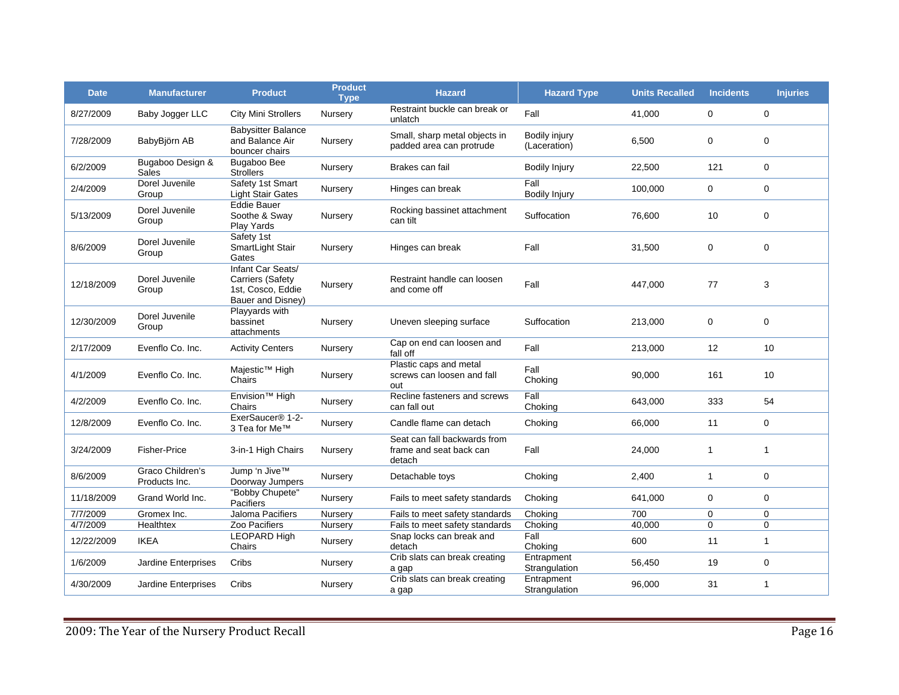| Date | Manufacturer | Product | Product Type | Hazard | Hazard Type | Units Recalled | Incidents | Injuries |
|---|---|---|---|---|---|---|---|---|
| 8/27/2009 | Baby Jogger LLC | City Mini Strollers | Nursery | Restraint buckle can break or unlatch | Fall | 41,000 | 0 | 0 |
| 7/28/2009 | BabyBjörn AB | Babysitter Balance and Balance Air bouncer chairs | Nursery | Small, sharp metal objects in padded area can protrude | Bodily injury (Laceration) | 6,500 | 0 | 0 |
| 6/2/2009 | Bugaboo Design & Sales | Bugaboo Bee Strollers | Nursery | Brakes can fail | Bodily Injury | 22,500 | 121 | 0 |
| 2/4/2009 | Dorel Juvenile Group | Safety 1st Smart Light Stair Gates | Nursery | Hinges can break | Fall Bodily Injury | 100,000 | 0 | 0 |
| 5/13/2009 | Dorel Juvenile Group | Eddie Bauer Soothe & Sway Play Yards | Nursery | Rocking bassinet attachment can tilt | Suffocation | 76,600 | 10 | 0 |
| 8/6/2009 | Dorel Juvenile Group | Safety 1st SmartLight Stair Gates | Nursery | Hinges can break | Fall | 31,500 | 0 | 0 |
| 12/18/2009 | Dorel Juvenile Group | Infant Car Seats/ Carriers (Safety 1st, Cosco, Eddie Bauer and Disney) | Nursery | Restraint handle can loosen and come off | Fall | 447,000 | 77 | 3 |
| 12/30/2009 | Dorel Juvenile Group | Playyards with bassinet attachments | Nursery | Uneven sleeping surface | Suffocation | 213,000 | 0 | 0 |
| 2/17/2009 | Evenflo Co. Inc. | Activity Centers | Nursery | Cap on end can loosen and fall off | Fall | 213,000 | 12 | 10 |
| 4/1/2009 | Evenflo Co. Inc. | Majestic™ High Chairs | Nursery | Plastic caps and metal screws can loosen and fall out | Fall Choking | 90,000 | 161 | 10 |
| 4/2/2009 | Evenflo Co. Inc. | Envision™ High Chairs | Nursery | Recline fasteners and screws can fall out | Fall Choking | 643,000 | 333 | 54 |
| 12/8/2009 | Evenflo Co. Inc. | ExerSaucer® 1-2-3 Tea for Me™ | Nursery | Candle flame can detach | Choking | 66,000 | 11 | 0 |
| 3/24/2009 | Fisher-Price | 3-in-1 High Chairs | Nursery | Seat can fall backwards from frame and seat back can detach | Fall | 24,000 | 1 | 1 |
| 8/6/2009 | Graco Children's Products Inc. | Jump 'n Jive™ Doorway Jumpers | Nursery | Detachable toys | Choking | 2,400 | 1 | 0 |
| 11/18/2009 | Grand World Inc. | "Bobby Chupete" Pacifiers | Nursery | Fails to meet safety standards | Choking | 641,000 | 0 | 0 |
| 7/7/2009 | Gromex Inc. | Jaloma Pacifiers | Nursery | Fails to meet safety standards | Choking | 700 | 0 | 0 |
| 4/7/2009 | Healthtex | Zoo Pacifiers | Nursery | Fails to meet safety standards | Choking | 40,000 | 0 | 0 |
| 12/22/2009 | IKEA | LEOPARD High Chairs | Nursery | Snap locks can break and detach | Fall Choking | 600 | 11 | 1 |
| 1/6/2009 | Jardine Enterprises | Cribs | Nursery | Crib slats can break creating a gap | Entrapment Strangulation | 56,450 | 19 | 0 |
| 4/30/2009 | Jardine Enterprises | Cribs | Nursery | Crib slats can break creating a gap | Entrapment Strangulation | 96,000 | 31 | 1 |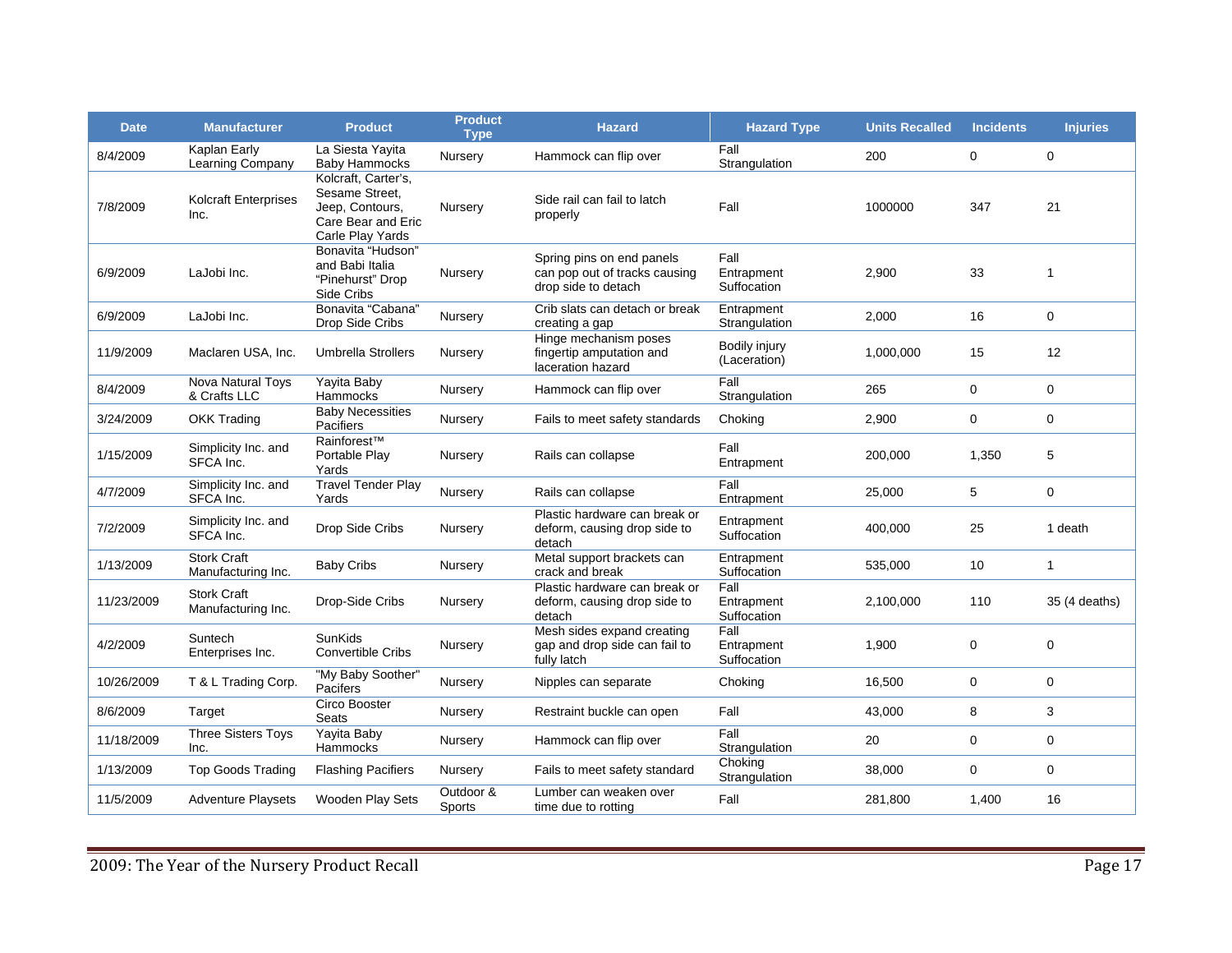| Date | Manufacturer | Product | Product Type | Hazard | Hazard Type | Units Recalled | Incidents | Injuries |
|---|---|---|---|---|---|---|---|---|
| 8/4/2009 | Kaplan Early Learning Company | La Siesta Yayita Baby Hammocks | Nursery | Hammock can flip over | Fall Strangulation | 200 | 0 | 0 |
| 7/8/2009 | Kolcraft Enterprises Inc. | Kolcraft, Carter's, Sesame Street, Jeep, Contours, Care Bear and Eric Carle Play Yards | Nursery | Side rail can fail to latch properly | Fall | 1000000 | 347 | 21 |
| 6/9/2009 | LaJobi Inc. | Bonavita "Hudson" and Babi Italia "Pinehurst" Drop Side Cribs | Nursery | Spring pins on end panels can pop out of tracks causing drop side to detach | Fall Entrapment Suffocation | 2,900 | 33 | 1 |
| 6/9/2009 | LaJobi Inc. | Bonavita "Cabana" Drop Side Cribs | Nursery | Crib slats can detach or break creating a gap | Entrapment Strangulation | 2,000 | 16 | 0 |
| 11/9/2009 | Maclaren USA, Inc. | Umbrella Strollers | Nursery | Hinge mechanism poses fingertip amputation and laceration hazard | Bodily injury (Laceration) | 1,000,000 | 15 | 12 |
| 8/4/2009 | Nova Natural Toys & Crafts LLC | Yayita Baby Hammocks | Nursery | Hammock can flip over | Fall Strangulation | 265 | 0 | 0 |
| 3/24/2009 | OKK Trading | Baby Necessities Pacifiers | Nursery | Fails to meet safety standards | Choking | 2,900 | 0 | 0 |
| 1/15/2009 | Simplicity Inc. and SFCA Inc. | Rainforest™ Portable Play Yards | Nursery | Rails can collapse | Fall Entrapment | 200,000 | 1,350 | 5 |
| 4/7/2009 | Simplicity Inc. and SFCA Inc. | Travel Tender Play Yards | Nursery | Rails can collapse | Fall Entrapment | 25,000 | 5 | 0 |
| 7/2/2009 | Simplicity Inc. and SFCA Inc. | Drop Side Cribs | Nursery | Plastic hardware can break or deform, causing drop side to detach | Entrapment Suffocation | 400,000 | 25 | 1 death |
| 1/13/2009 | Stork Craft Manufacturing Inc. | Baby Cribs | Nursery | Metal support brackets can crack and break | Entrapment Suffocation | 535,000 | 10 | 1 |
| 11/23/2009 | Stork Craft Manufacturing Inc. | Drop-Side Cribs | Nursery | Plastic hardware can break or deform, causing drop side to detach | Fall Entrapment Suffocation | 2,100,000 | 110 | 35 (4 deaths) |
| 4/2/2009 | Suntech Enterprises Inc. | SunKids Convertible Cribs | Nursery | Mesh sides expand creating gap and drop side can fail to fully latch | Fall Entrapment Suffocation | 1,900 | 0 | 0 |
| 10/26/2009 | T & L Trading Corp. | "My Baby Soother" Pacifers | Nursery | Nipples can separate | Choking | 16,500 | 0 | 0 |
| 8/6/2009 | Target | Circo Booster Seats | Nursery | Restraint buckle can open | Fall | 43,000 | 8 | 3 |
| 11/18/2009 | Three Sisters Toys Inc. | Yayita Baby Hammocks | Nursery | Hammock can flip over | Fall Strangulation | 20 | 0 | 0 |
| 1/13/2009 | Top Goods Trading | Flashing Pacifiers | Nursery | Fails to meet safety standard | Choking Strangulation | 38,000 | 0 | 0 |
| 11/5/2009 | Adventure Playsets | Wooden Play Sets | Outdoor & Sports | Lumber can weaken over time due to rotting | Fall | 281,800 | 1,400 | 16 |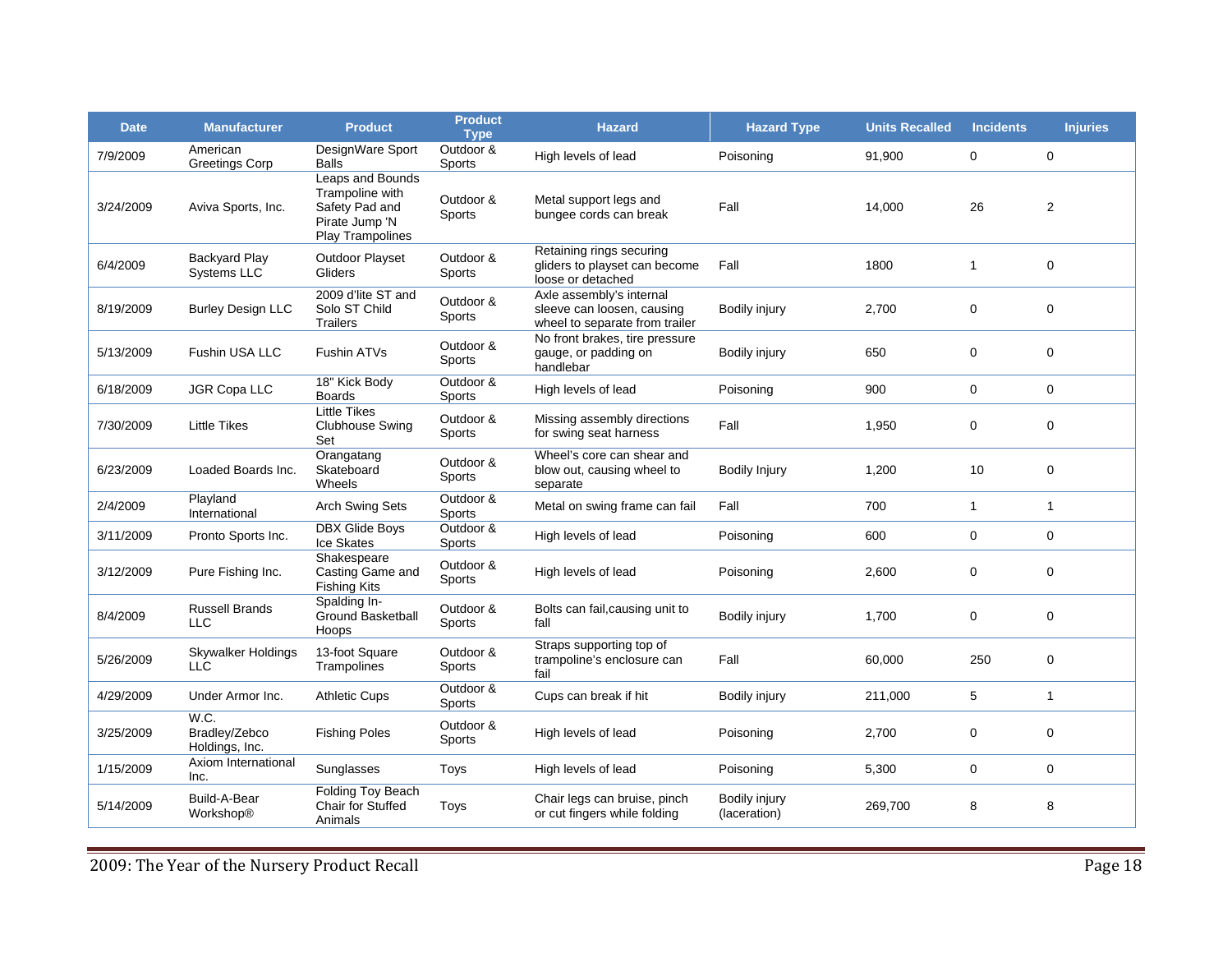| Date | Manufacturer | Product | Product Type | Hazard | Hazard Type | Units Recalled | Incidents | Injuries |
|---|---|---|---|---|---|---|---|---|
| 7/9/2009 | American Greetings Corp | DesignWare Sport Balls | Outdoor & Sports | High levels of lead | Poisoning | 91,900 | 0 | 0 |
| 3/24/2009 | Aviva Sports, Inc. | Leaps and Bounds Trampoline with Safety Pad and Pirate Jump 'N Play Trampolines | Outdoor & Sports | Metal support legs and bungee cords can break | Fall | 14,000 | 26 | 2 |
| 6/4/2009 | Backyard Play Systems LLC | Outdoor Playset Gliders | Outdoor & Sports | Retaining rings securing gliders to playset can become loose or detached | Fall | 1800 | 1 | 0 |
| 8/19/2009 | Burley Design LLC | 2009 d'lite ST and Solo ST Child Trailers | Outdoor & Sports | Axle assembly's internal sleeve can loosen, causing wheel to separate from trailer | Bodily injury | 2,700 | 0 | 0 |
| 5/13/2009 | Fushin USA LLC | Fushin ATVs | Outdoor & Sports | No front brakes, tire pressure gauge, or padding on handlebar | Bodily injury | 650 | 0 | 0 |
| 6/18/2009 | JGR Copa LLC | 18" Kick Body Boards | Outdoor & Sports | High levels of lead | Poisoning | 900 | 0 | 0 |
| 7/30/2009 | Little Tikes | Little Tikes Clubhouse Swing Set | Outdoor & Sports | Missing assembly directions for swing seat harness | Fall | 1,950 | 0 | 0 |
| 6/23/2009 | Loaded Boards Inc. | Orangatang Skateboard Wheels | Outdoor & Sports | Wheel's core can shear and blow out, causing wheel to separate | Bodily Injury | 1,200 | 10 | 0 |
| 2/4/2009 | Playland International | Arch Swing Sets | Outdoor & Sports | Metal on swing frame can fail | Fall | 700 | 1 | 1 |
| 3/11/2009 | Pronto Sports Inc. | DBX Glide Boys Ice Skates | Outdoor & Sports | High levels of lead | Poisoning | 600 | 0 | 0 |
| 3/12/2009 | Pure Fishing Inc. | Shakespeare Casting Game and Fishing Kits | Outdoor & Sports | High levels of lead | Poisoning | 2,600 | 0 | 0 |
| 8/4/2009 | Russell Brands LLC | Spalding In-Ground Basketball Hoops | Outdoor & Sports | Bolts can fail,causing unit to fall | Bodily injury | 1,700 | 0 | 0 |
| 5/26/2009 | Skywalker Holdings LLC | 13-foot Square Trampolines | Outdoor & Sports | Straps supporting top of trampoline's enclosure can fail | Fall | 60,000 | 250 | 0 |
| 4/29/2009 | Under Armor Inc. | Athletic Cups | Outdoor & Sports | Cups can break if hit | Bodily injury | 211,000 | 5 | 1 |
| 3/25/2009 | W.C. Bradley/Zebco Holdings, Inc. | Fishing Poles | Outdoor & Sports | High levels of lead | Poisoning | 2,700 | 0 | 0 |
| 1/15/2009 | Axiom International Inc. | Sunglasses | Toys | High levels of lead | Poisoning | 5,300 | 0 | 0 |
| 5/14/2009 | Build-A-Bear Workshop® | Folding Toy Beach Chair for Stuffed Animals | Toys | Chair legs can bruise, pinch or cut fingers while folding | Bodily injury (laceration) | 269,700 | 8 | 8 |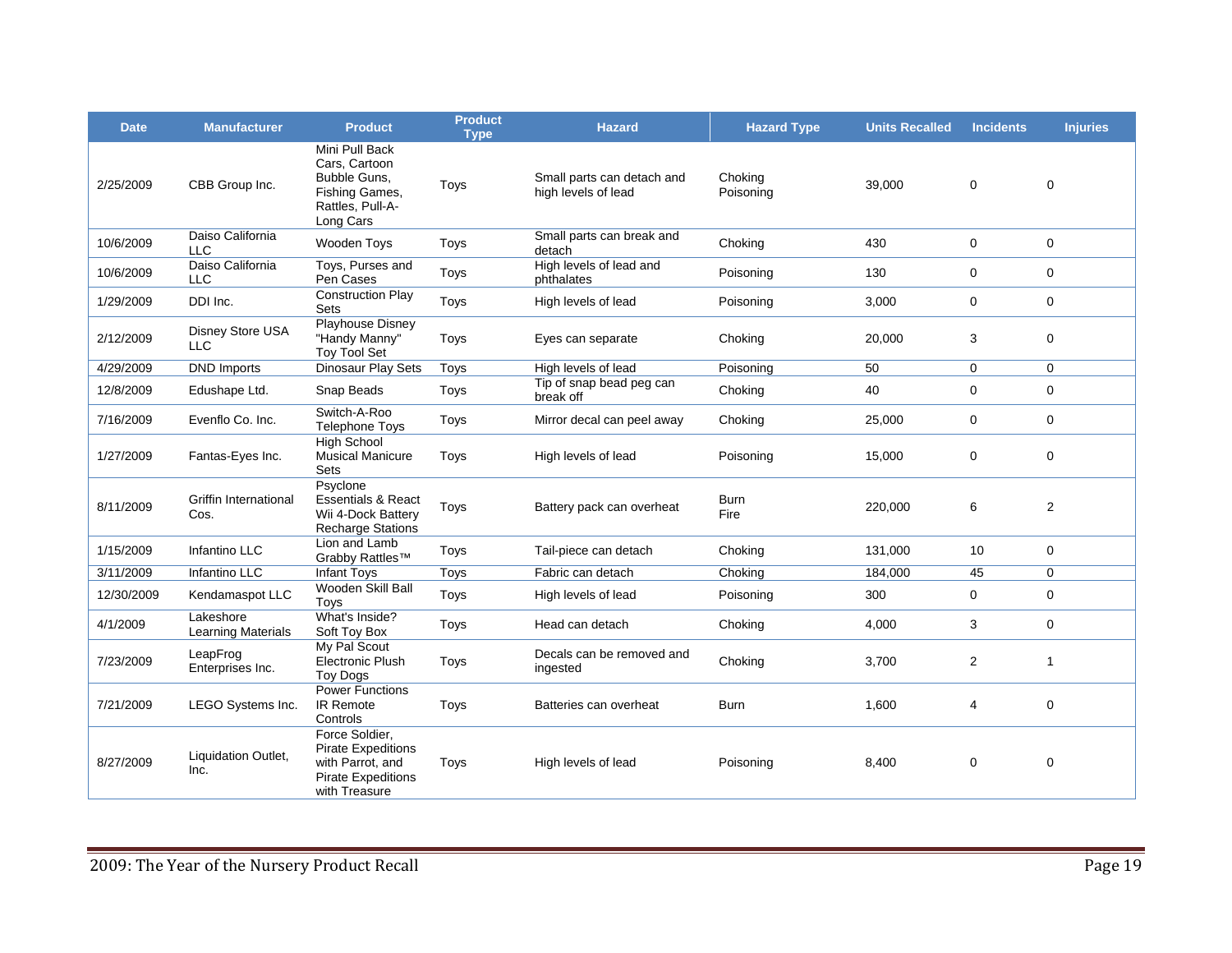| Date | Manufacturer | Product | Product Type | Hazard | Hazard Type | Units Recalled | Incidents | Injuries |
|---|---|---|---|---|---|---|---|---|
| 2/25/2009 | CBB Group Inc. | Mini Pull Back Cars, Cartoon Bubble Guns, Fishing Games, Rattles, Pull-A-Long Cars | Toys | Small parts can detach and high levels of lead | Choking Poisoning | 39,000 | 0 | 0 |
| 10/6/2009 | Daiso California LLC | Wooden Toys | Toys | Small parts can break and detach | Choking | 430 | 0 | 0 |
| 10/6/2009 | Daiso California LLC | Toys, Purses and Pen Cases | Toys | High levels of lead and phthalates | Poisoning | 130 | 0 | 0 |
| 1/29/2009 | DDI Inc. | Construction Play Sets | Toys | High levels of lead | Poisoning | 3,000 | 0 | 0 |
| 2/12/2009 | Disney Store USA LLC | Playhouse Disney "Handy Manny" Toy Tool Set | Toys | Eyes can separate | Choking | 20,000 | 3 | 0 |
| 4/29/2009 | DND Imports | Dinosaur Play Sets | Toys | High levels of lead | Poisoning | 50 | 0 | 0 |
| 12/8/2009 | Edushape Ltd. | Snap Beads | Toys | Tip of snap bead peg can break off | Choking | 40 | 0 | 0 |
| 7/16/2009 | Evenflo Co. Inc. | Switch-A-Roo Telephone Toys | Toys | Mirror decal can peel away | Choking | 25,000 | 0 | 0 |
| 1/27/2009 | Fantas-Eyes Inc. | High School Musical Manicure Sets | Toys | High levels of lead | Poisoning | 15,000 | 0 | 0 |
| 8/11/2009 | Griffin International Cos. | Psyclone Essentials & React Wii 4-Dock Battery Recharge Stations | Toys | Battery pack can overheat | Burn Fire | 220,000 | 6 | 2 |
| 1/15/2009 | Infantino LLC | Lion and Lamb Grabby Rattles™ | Toys | Tail-piece can detach | Choking | 131,000 | 10 | 0 |
| 3/11/2009 | Infantino LLC | Infant Toys | Toys | Fabric can detach | Choking | 184,000 | 45 | 0 |
| 12/30/2009 | Kendamaspot LLC | Wooden Skill Ball Toys | Toys | High levels of lead | Poisoning | 300 | 0 | 0 |
| 4/1/2009 | Lakeshore Learning Materials | What's Inside? Soft Toy Box | Toys | Head can detach | Choking | 4,000 | 3 | 0 |
| 7/23/2009 | LeapFrog Enterprises Inc. | My Pal Scout Electronic Plush Toy Dogs | Toys | Decals can be removed and ingested | Choking | 3,700 | 2 | 1 |
| 7/21/2009 | LEGO Systems Inc. | Power Functions IR Remote Controls | Toys | Batteries can overheat | Burn | 1,600 | 4 | 0 |
| 8/27/2009 | Liquidation Outlet, Inc. | Force Soldier, Pirate Expeditions with Parrot, and Pirate Expeditions with Treasure | Toys | High levels of lead | Poisoning | 8,400 | 0 | 0 |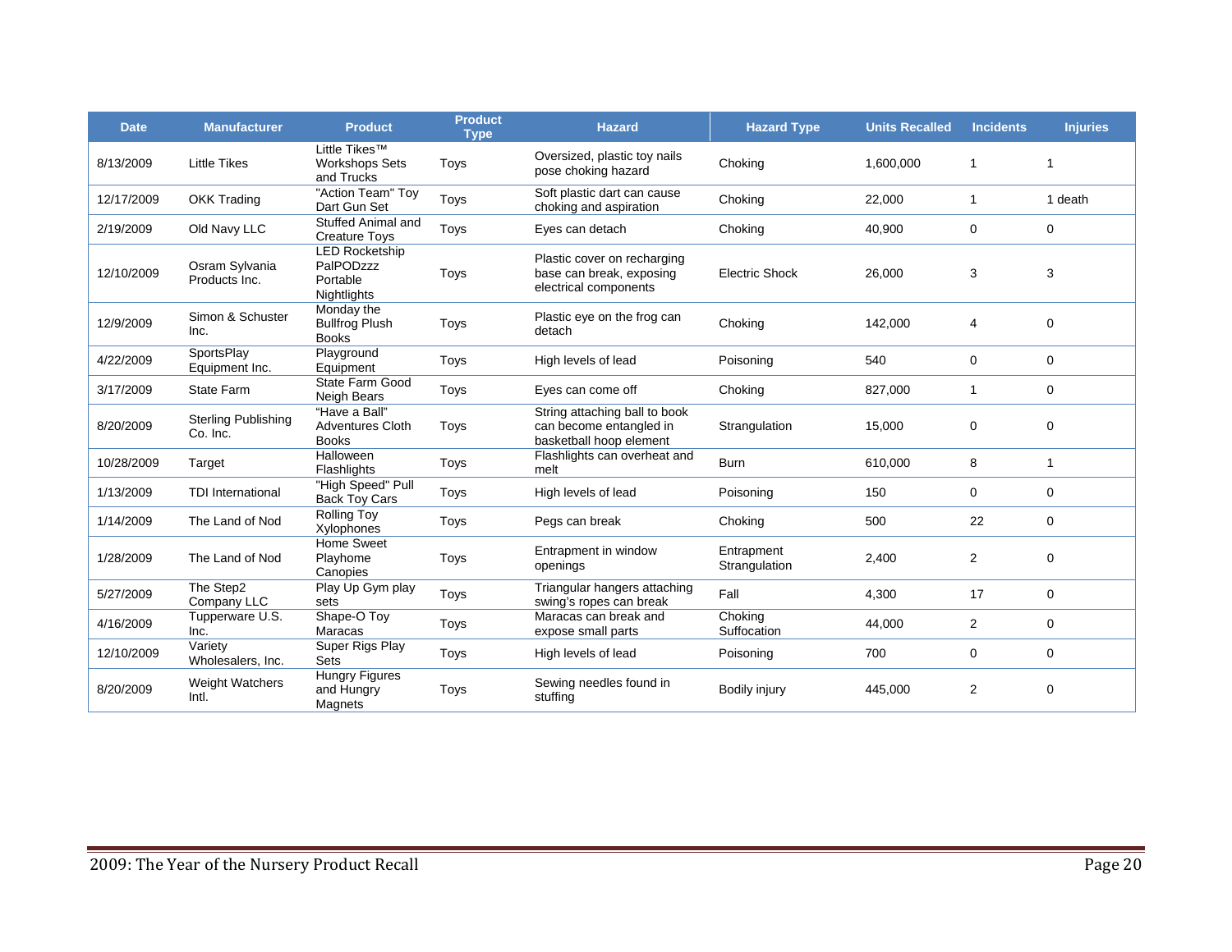| Date | Manufacturer | Product | Product Type | Hazard | Hazard Type | Units Recalled | Incidents | Injuries |
|---|---|---|---|---|---|---|---|---|
| 8/13/2009 | Little Tikes | Little Tikes™ Workshops Sets and Trucks | Toys | Oversized, plastic toy nails pose choking hazard | Choking | 1,600,000 | 1 | 1 |
| 12/17/2009 | OKK Trading | "Action Team" Toy Dart Gun Set | Toys | Soft plastic dart can cause choking and aspiration | Choking | 22,000 | 1 | 1 death |
| 2/19/2009 | Old Navy LLC | Stuffed Animal and Creature Toys | Toys | Eyes can detach | Choking | 40,900 | 0 | 0 |
| 12/10/2009 | Osram Sylvania Products Inc. | LED Rocketship PalPODzzz Portable Nightlights | Toys | Plastic cover on recharging base can break, exposing electrical components | Electric Shock | 26,000 | 3 | 3 |
| 12/9/2009 | Simon & Schuster Inc. | Monday the Bullfrog Plush Books | Toys | Plastic eye on the frog can detach | Choking | 142,000 | 4 | 0 |
| 4/22/2009 | SportsPlay Equipment Inc. | Playground Equipment | Toys | High levels of lead | Poisoning | 540 | 0 | 0 |
| 3/17/2009 | State Farm | State Farm Good Neigh Bears | Toys | Eyes can come off | Choking | 827,000 | 1 | 0 |
| 8/20/2009 | Sterling Publishing Co. Inc. | "Have a Ball" Adventures Cloth Books | Toys | String attaching ball to book can become entangled in basketball hoop element | Strangulation | 15,000 | 0 | 0 |
| 10/28/2009 | Target | Halloween Flashlights | Toys | Flashlights can overheat and melt | Burn | 610,000 | 8 | 1 |
| 1/13/2009 | TDI International | "High Speed" Pull Back Toy Cars | Toys | High levels of lead | Poisoning | 150 | 0 | 0 |
| 1/14/2009 | The Land of Nod | Rolling Toy Xylophones | Toys | Pegs can break | Choking | 500 | 22 | 0 |
| 1/28/2009 | The Land of Nod | Home Sweet Playhome Canopies | Toys | Entrapment in window openings | Entrapment Strangulation | 2,400 | 2 | 0 |
| 5/27/2009 | The Step2 Company LLC | Play Up Gym play sets | Toys | Triangular hangers attaching swing's ropes can break | Fall | 4,300 | 17 | 0 |
| 4/16/2009 | Tupperware U.S. Inc. | Shape-O Toy Maracas | Toys | Maracas can break and expose small parts | Choking Suffocation | 44,000 | 2 | 0 |
| 12/10/2009 | Variety Wholesalers, Inc. | Super Rigs Play Sets | Toys | High levels of lead | Poisoning | 700 | 0 | 0 |
| 8/20/2009 | Weight Watchers Intl. | Hungry Figures and Hungry Magnets | Toys | Sewing needles found in stuffing | Bodily injury | 445,000 | 2 | 0 |